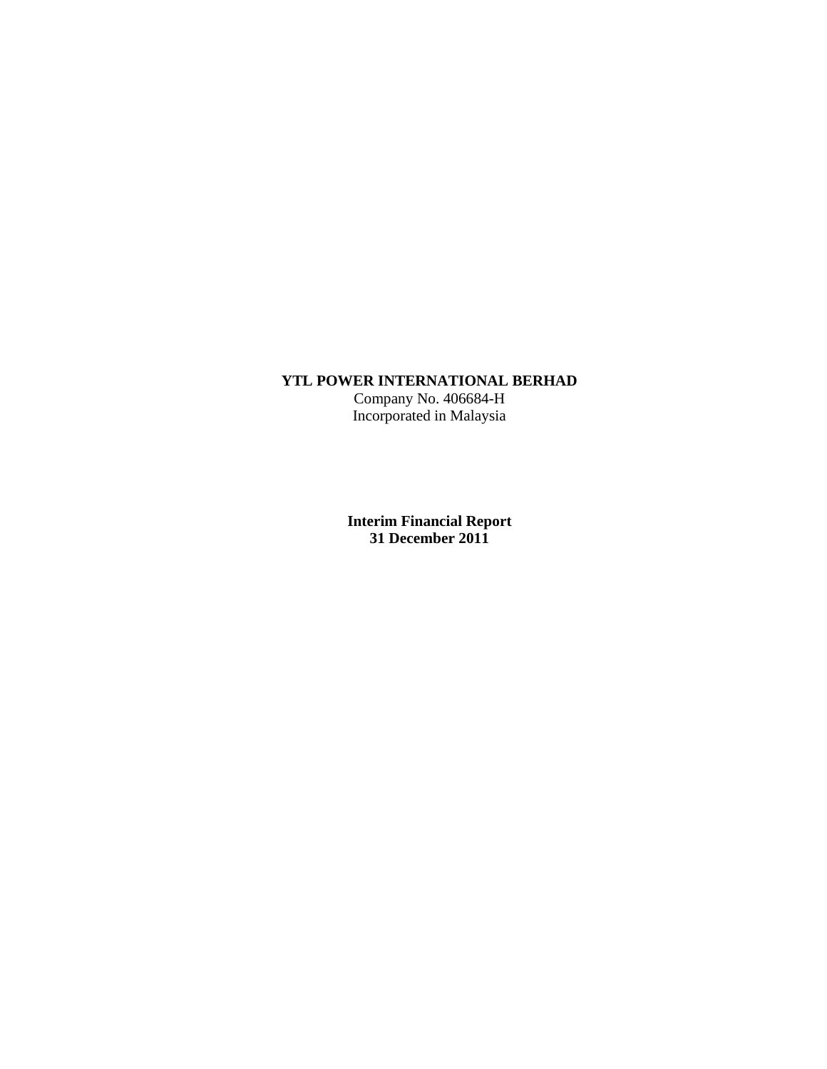**YTL POWER INTERNATIONAL BERHAD**
Company No. 406684-H
Incorporated in Malaysia

**Interim Financial Report**
**31 December 2011**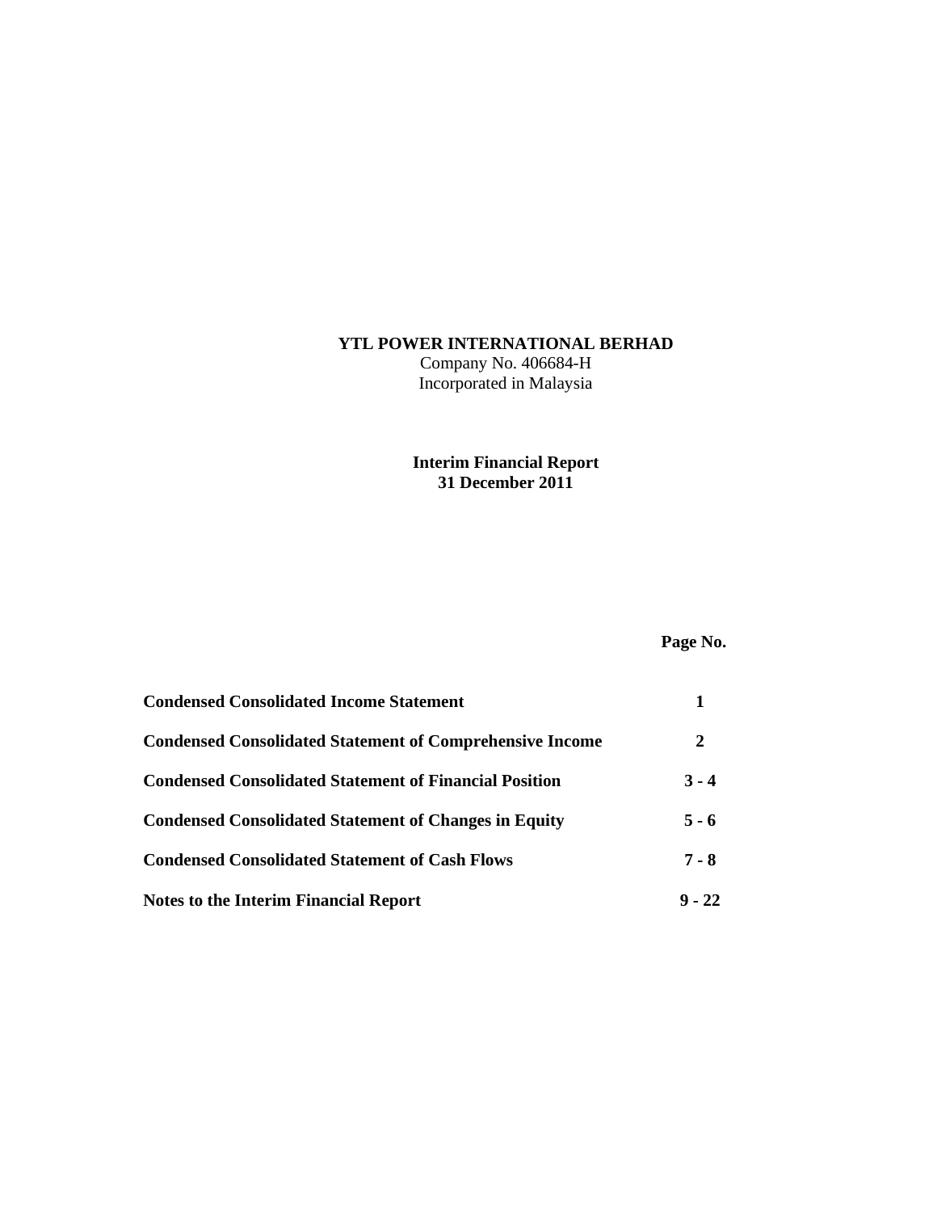**YTL POWER INTERNATIONAL BERHAD**
Company No. 406684-H
Incorporated in Malaysia

**Interim Financial Report**
**31 December 2011**

| | **Page No.** |
|---|---|
| **Condensed Consolidated Income Statement** | **1** |
| **Condensed Consolidated Statement of Comprehensive Income** | **2** |
| **Condensed Consolidated Statement of Financial Position** | **3 - 4** |
| **Condensed Consolidated Statement of Changes in Equity** | **5 - 6** |
| **Condensed Consolidated Statement of Cash Flows** | **7 - 8** |
| **Notes to the Interim Financial Report** | **9 - 22** |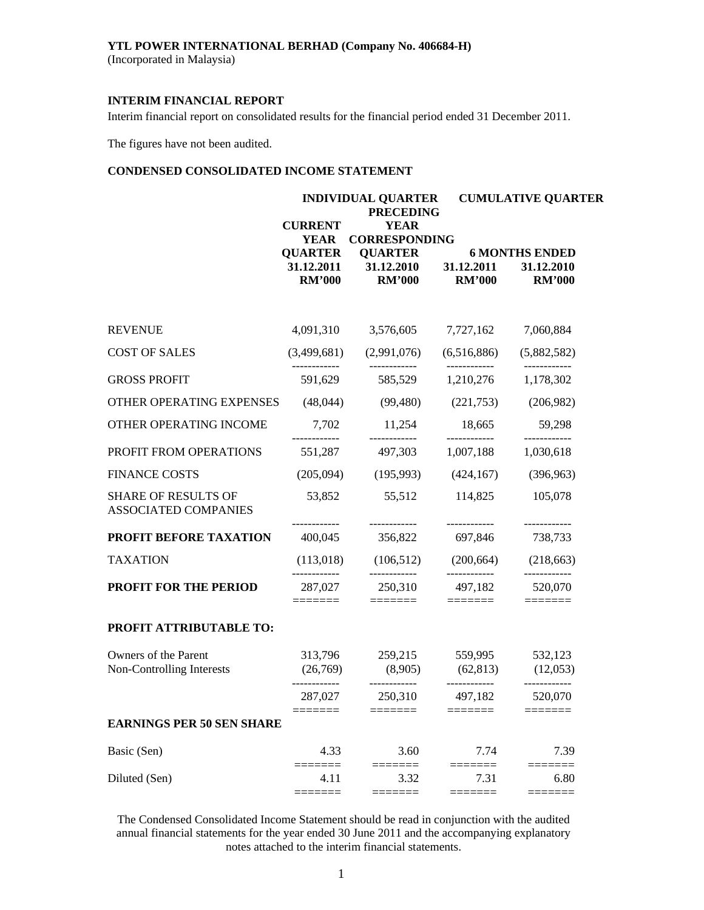**YTL POWER INTERNATIONAL BERHAD (Company No. 406684-H)**
(Incorporated in Malaysia)

**INTERIM FINANCIAL REPORT**

Interim financial report on consolidated results for the financial period ended 31 December 2011.

The figures have not been audited.

**CONDENSED CONSOLIDATED INCOME STATEMENT**

| | INDIVIDUAL QUARTER | | CUMULATIVE QUARTER | |
|---|---|---|---|---|
| | CURRENT YEAR QUARTER | PRECEDING YEAR CORRESPONDING QUARTER | 6 MONTHS ENDED | |
| | 31.12.2011 | 31.12.2010 | 31.12.2011 | 31.12.2010 |
| | RM'000 | RM'000 | RM'000 | RM'000 |
| REVENUE | 4,091,310 | 3,576,605 | 7,727,162 | 7,060,884 |
| COST OF SALES | (3,499,681) | (2,991,076) | (6,516,886) | (5,882,582) |
| GROSS PROFIT | 591,629 | 585,529 | 1,210,276 | 1,178,302 |
| OTHER OPERATING EXPENSES | (48,044) | (99,480) | (221,753) | (206,982) |
| OTHER OPERATING INCOME | 7,702 | 11,254 | 18,665 | 59,298 |
| PROFIT FROM OPERATIONS | 551,287 | 497,303 | 1,007,188 | 1,030,618 |
| FINANCE COSTS | (205,094) | (195,993) | (424,167) | (396,963) |
| SHARE OF RESULTS OF ASSOCIATED COMPANIES | 53,852 | 55,512 | 114,825 | 105,078 |
| **PROFIT BEFORE TAXATION** | 400,045 | 356,822 | 697,846 | 738,733 |
| TAXATION | (113,018) | (106,512) | (200,664) | (218,663) |
| **PROFIT FOR THE PERIOD** | 287,027 | 250,310 | 497,182 | 520,070 |
| **PROFIT ATTRIBUTABLE TO:** | | | | |
| Owners of the Parent | 313,796 | 259,215 | 559,995 | 532,123 |
| Non-Controlling Interests | (26,769) | (8,905) | (62,813) | (12,053) |
| | 287,027 | 250,310 | 497,182 | 520,070 |
| **EARNINGS PER 50 SEN SHARE** | | | | |
| Basic (Sen) | 4.33 | 3.60 | 7.74 | 7.39 |
| Diluted (Sen) | 4.11 | 3.32 | 7.31 | 6.80 |

The Condensed Consolidated Income Statement should be read in conjunction with the audited annual financial statements for the year ended 30 June 2011 and the accompanying explanatory notes attached to the interim financial statements.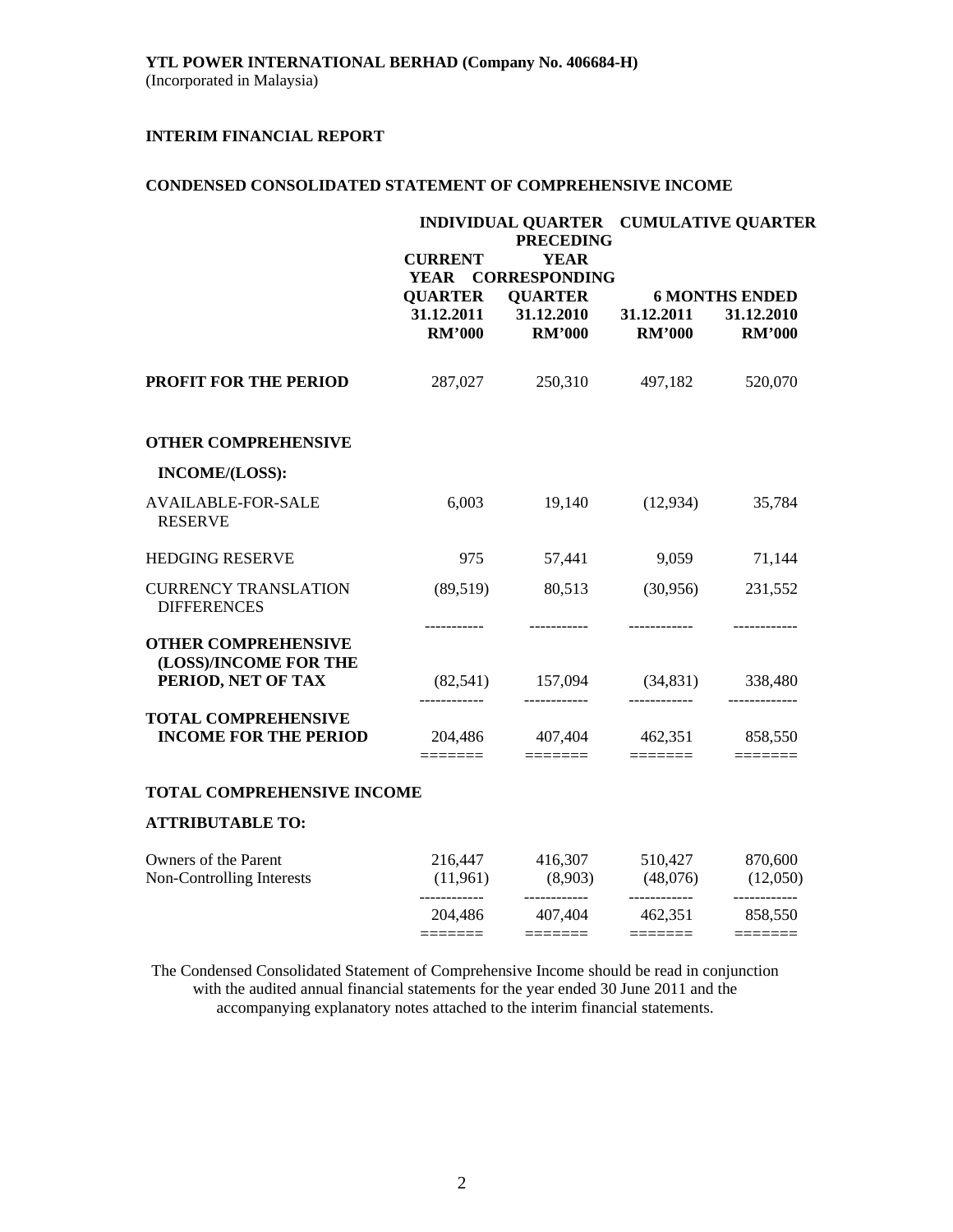**YTL POWER INTERNATIONAL BERHAD (Company No. 406684-H)**
(Incorporated in Malaysia)

**INTERIM FINANCIAL REPORT**

**CONDENSED CONSOLIDATED STATEMENT OF COMPREHENSIVE INCOME**

| | INDIVIDUAL QUARTER | | CUMULATIVE QUARTER | |
|---|---|---|---|---|
| | CURRENT YEAR QUARTER | PRECEDING YEAR CORRESPONDING QUARTER | 6 MONTHS ENDED | |
| | 31.12.2011 | 31.12.2010 | 31.12.2011 | 31.12.2010 |
| | RM'000 | RM'000 | RM'000 | RM'000 |
| **PROFIT FOR THE PERIOD** | 287,027 | 250,310 | 497,182 | 520,070 |
| **OTHER COMPREHENSIVE INCOME/(LOSS):** | | | | |
| AVAILABLE-FOR-SALE RESERVE | 6,003 | 19,140 | (12,934) | 35,784 |
| HEDGING RESERVE | 975 | 57,441 | 9,059 | 71,144 |
| CURRENCY TRANSLATION DIFFERENCES | (89,519) | 80,513 | (30,956) | 231,552 |
| **OTHER COMPREHENSIVE (LOSS)/INCOME FOR THE PERIOD, NET OF TAX** | (82,541) | 157,094 | (34,831) | 338,480 |
| **TOTAL COMPREHENSIVE INCOME FOR THE PERIOD** | 204,486 | 407,404 | 462,351 | 858,550 |
| **TOTAL COMPREHENSIVE INCOME ATTRIBUTABLE TO:** | | | | |
| Owners of the Parent | 216,447 | 416,307 | 510,427 | 870,600 |
| Non-Controlling Interests | (11,961) | (8,903) | (48,076) | (12,050) |
| | 204,486 | 407,404 | 462,351 | 858,550 |

The Condensed Consolidated Statement of Comprehensive Income should be read in conjunction with the audited annual financial statements for the year ended 30 June 2011 and the accompanying explanatory notes attached to the interim financial statements.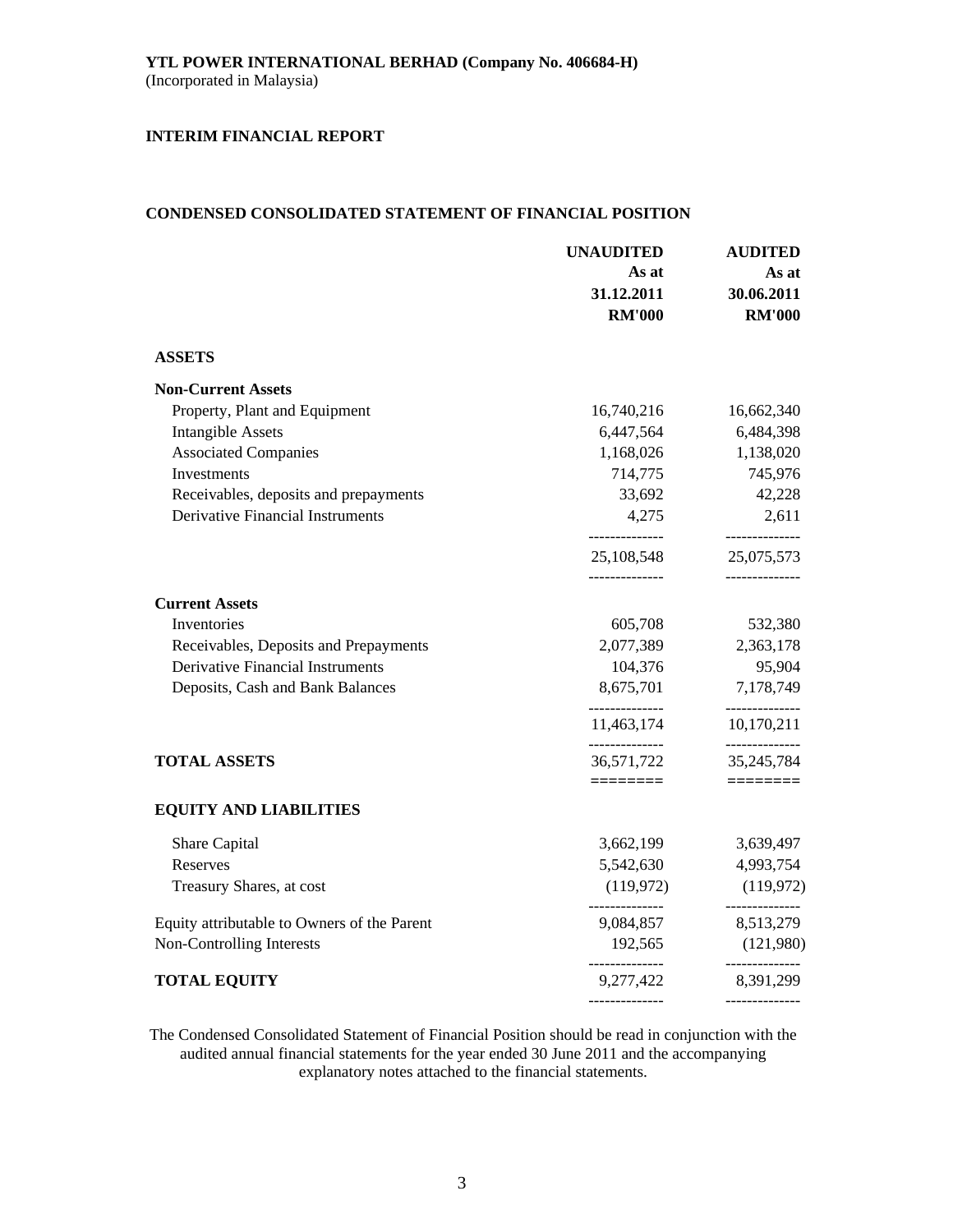**YTL POWER INTERNATIONAL BERHAD (Company No. 406684-H)**
(Incorporated in Malaysia)

**INTERIM FINANCIAL REPORT**

**CONDENSED CONSOLIDATED STATEMENT OF FINANCIAL POSITION**

| | UNAUDITED As at 31.12.2011 RM'000 | AUDITED As at 30.06.2011 RM'000 |
|---|---|---|
| **ASSETS** | | |
| **Non-Current Assets** | | |
| Property, Plant and Equipment | 16,740,216 | 16,662,340 |
| Intangible Assets | 6,447,564 | 6,484,398 |
| Associated Companies | 1,168,026 | 1,138,020 |
| Investments | 714,775 | 745,976 |
| Receivables, deposits and prepayments | 33,692 | 42,228 |
| Derivative Financial Instruments | 4,275 | 2,611 |
| | 25,108,548 | 25,075,573 |
| **Current Assets** | | |
| Inventories | 605,708 | 532,380 |
| Receivables, Deposits and Prepayments | 2,077,389 | 2,363,178 |
| Derivative Financial Instruments | 104,376 | 95,904 |
| Deposits, Cash and Bank Balances | 8,675,701 | 7,178,749 |
| | 11,463,174 | 10,170,211 |
| **TOTAL ASSETS** | 36,571,722 | 35,245,784 |
| **EQUITY AND LIABILITIES** | | |
| Share Capital | 3,662,199 | 3,639,497 |
| Reserves | 5,542,630 | 4,993,754 |
| Treasury Shares, at cost | (119,972) | (119,972) |
| Equity attributable to Owners of the Parent | 9,084,857 | 8,513,279 |
| Non-Controlling Interests | 192,565 | (121,980) |
| **TOTAL EQUITY** | 9,277,422 | 8,391,299 |

The Condensed Consolidated Statement of Financial Position should be read in conjunction with the audited annual financial statements for the year ended 30 June 2011 and the accompanying explanatory notes attached to the financial statements.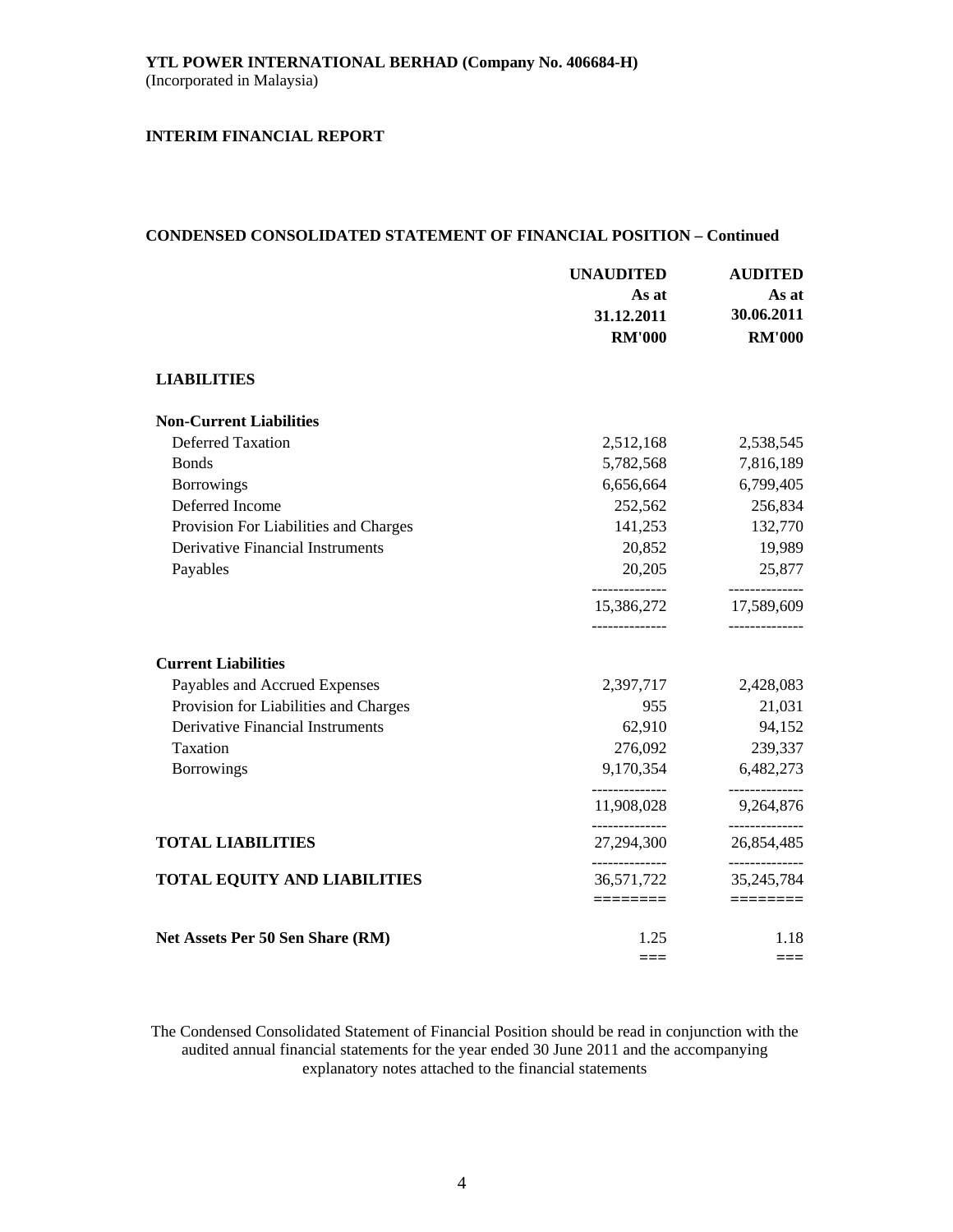**YTL POWER INTERNATIONAL BERHAD (Company No. 406684-H)**
(Incorporated in Malaysia)

**INTERIM FINANCIAL REPORT**

**CONDENSED CONSOLIDATED STATEMENT OF FINANCIAL POSITION – Continued**

| | UNAUDITED As at 31.12.2011 RM'000 | AUDITED As at 30.06.2011 RM'000 |
|---|---|---|
| **LIABILITIES** | | |
| **Non-Current Liabilities** | | |
| Deferred Taxation | 2,512,168 | 2,538,545 |
| Bonds | 5,782,568 | 7,816,189 |
| Borrowings | 6,656,664 | 6,799,405 |
| Deferred Income | 252,562 | 256,834 |
| Provision For Liabilities and Charges | 141,253 | 132,770 |
| Derivative Financial Instruments | 20,852 | 19,989 |
| Payables | 20,205 | 25,877 |
| | 15,386,272 | 17,589,609 |
| **Current Liabilities** | | |
| Payables and Accrued Expenses | 2,397,717 | 2,428,083 |
| Provision for Liabilities and Charges | 955 | 21,031 |
| Derivative Financial Instruments | 62,910 | 94,152 |
| Taxation | 276,092 | 239,337 |
| Borrowings | 9,170,354 | 6,482,273 |
| | 11,908,028 | 9,264,876 |
| **TOTAL LIABILITIES** | 27,294,300 | 26,854,485 |
| **TOTAL EQUITY AND LIABILITIES** | 36,571,722 | 35,245,784 |
| **Net Assets Per 50 Sen Share (RM)** | 1.25 | 1.18 |

The Condensed Consolidated Statement of Financial Position should be read in conjunction with the audited annual financial statements for the year ended 30 June 2011 and the accompanying explanatory notes attached to the financial statements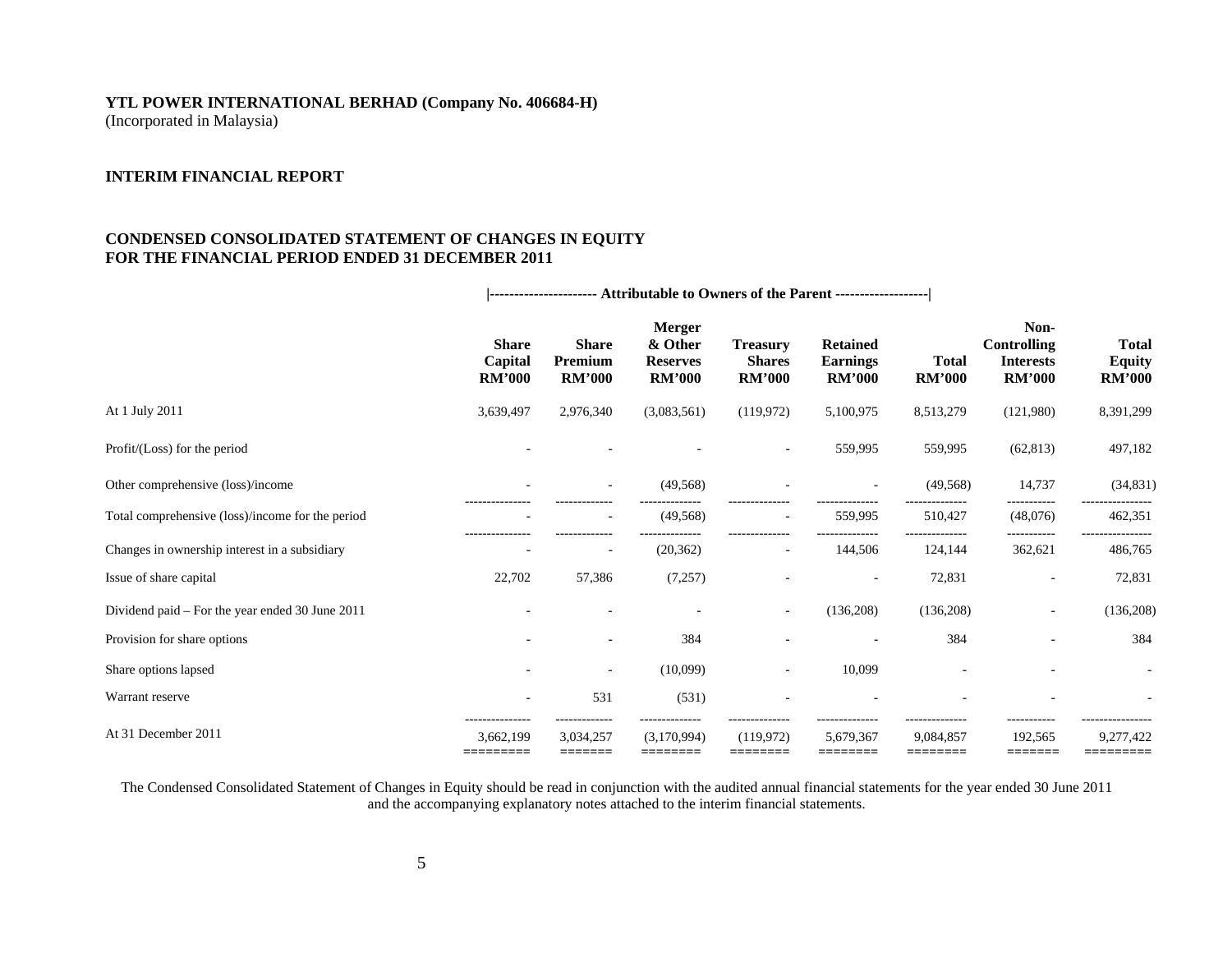**YTL POWER INTERNATIONAL BERHAD (Company No. 406684-H)**
(Incorporated in Malaysia)

**INTERIM FINANCIAL REPORT**

**CONDENSED CONSOLIDATED STATEMENT OF CHANGES IN EQUITY**
**FOR THE FINANCIAL PERIOD ENDED 31 DECEMBER 2011**

| | Attributable to Owners of the Parent | | | | | | | |
|---|---|---|---|---|---|---|---|---|
| | **Share Capital RM'000** | **Share Premium RM'000** | **Merger & Other Reserves RM'000** | **Treasury Shares RM'000** | **Retained Earnings RM'000** | **Total RM'000** | **Non-Controlling Interests RM'000** | **Total Equity RM'000** |
| At 1 July 2011 | 3,639,497 | 2,976,340 | (3,083,561) | (119,972) | 5,100,975 | 8,513,279 | (121,980) | 8,391,299 |
| Profit/(Loss) for the period | - | - | - | - | 559,995 | 559,995 | (62,813) | 497,182 |
| Other comprehensive (loss)/income | - | - | (49,568) | - | - | (49,568) | 14,737 | (34,831) |
| Total comprehensive (loss)/income for the period | - | - | (49,568) | - | 559,995 | 510,427 | (48,076) | 462,351 |
| Changes in ownership interest in a subsidiary | - | - | (20,362) | - | 144,506 | 124,144 | 362,621 | 486,765 |
| Issue of share capital | 22,702 | 57,386 | (7,257) | - | - | 72,831 | - | 72,831 |
| Dividend paid – For the year ended 30 June 2011 | - | - | - | - | (136,208) | (136,208) | - | (136,208) |
| Provision for share options | - | - | 384 | - | - | 384 | - | 384 |
| Share options lapsed | - | - | (10,099) | - | 10,099 | - | - | - |
| Warrant reserve | - | 531 | (531) | - | - | - | - | - |
| At 31 December 2011 | 3,662,199 | 3,034,257 | (3,170,994) | (119,972) | 5,679,367 | 9,084,857 | 192,565 | 9,277,422 |

The Condensed Consolidated Statement of Changes in Equity should be read in conjunction with the audited annual financial statements for the year ended 30 June 2011 and the accompanying explanatory notes attached to the interim financial statements.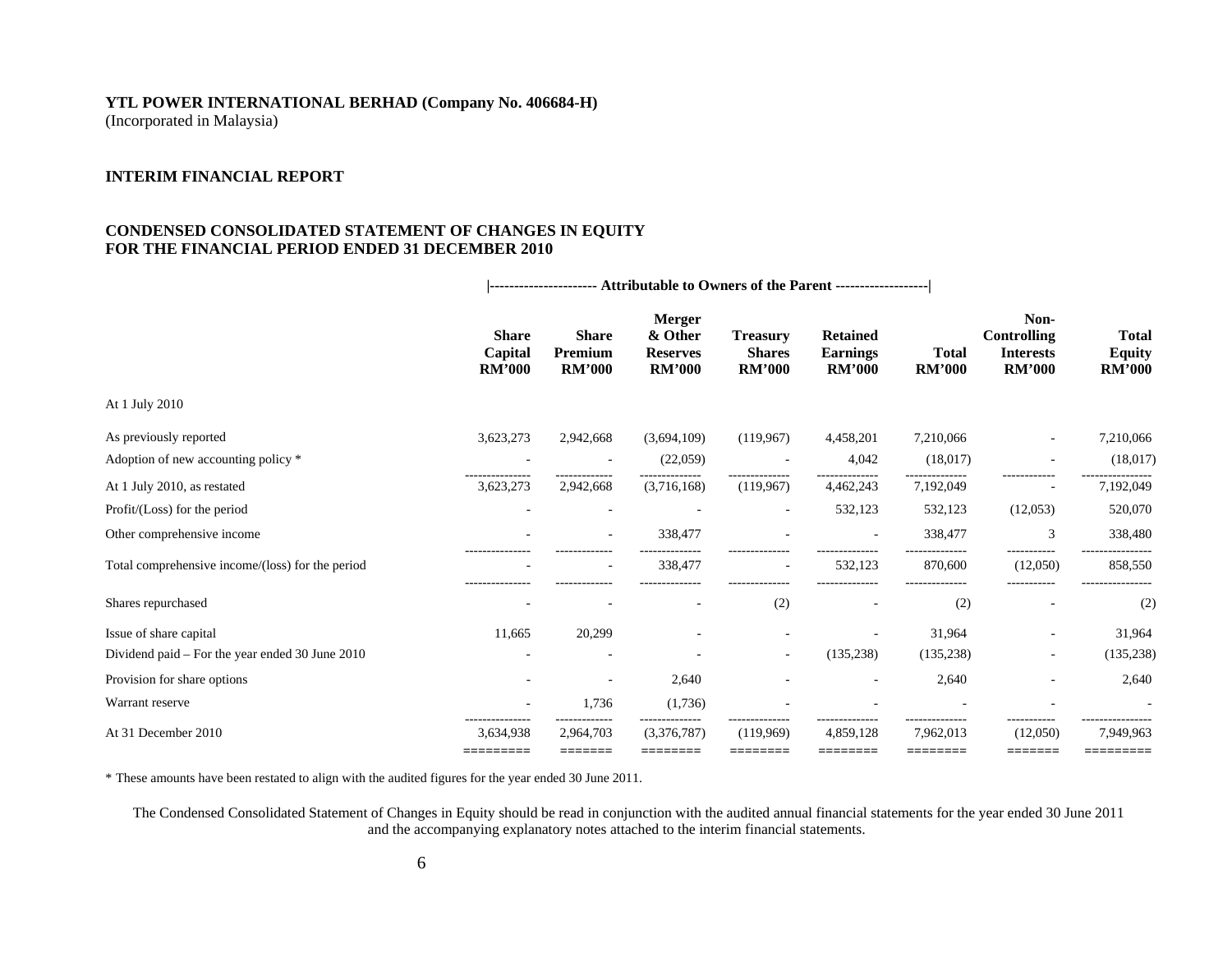**YTL POWER INTERNATIONAL BERHAD (Company No. 406684-H)**
(Incorporated in Malaysia)

## INTERIM FINANCIAL REPORT

### CONDENSED CONSOLIDATED STATEMENT OF CHANGES IN EQUITY FOR THE FINANCIAL PERIOD ENDED 31 DECEMBER 2010

| | Attributable to Owners of the Parent | | | | | | | |
|---|---|---|---|---|---|---|---|---|
| | **Share Capital RM'000** | **Share Premium RM'000** | **Merger & Other Reserves RM'000** | **Treasury Shares RM'000** | **Retained Earnings RM'000** | **Total RM'000** | **Non-Controlling Interests RM'000** | **Total Equity RM'000** |
| At 1 July 2010 | | | | | | | | |
| As previously reported | 3,623,273 | 2,942,668 | (3,694,109) | (119,967) | 4,458,201 | 7,210,066 | - | 7,210,066 |
| Adoption of new accounting policy * | - | - | (22,059) | - | 4,042 | (18,017) | - | (18,017) |
| At 1 July 2010, as restated | 3,623,273 | 2,942,668 | (3,716,168) | (119,967) | 4,462,243 | 7,192,049 | - | 7,192,049 |
| Profit/(Loss) for the period | - | - | - | - | 532,123 | 532,123 | (12,053) | 520,070 |
| Other comprehensive income | - | - | 338,477 | - | - | 338,477 | 3 | 338,480 |
| Total comprehensive income/(loss) for the period | - | - | 338,477 | - | 532,123 | 870,600 | (12,050) | 858,550 |
| Shares repurchased | - | - | - | (2) | - | (2) | - | (2) |
| Issue of share capital | 11,665 | 20,299 | - | - | - | 31,964 | - | 31,964 |
| Dividend paid – For the year ended 30 June 2010 | - | - | - | - | (135,238) | (135,238) | - | (135,238) |
| Provision for share options | - | - | 2,640 | - | - | 2,640 | - | 2,640 |
| Warrant reserve | - | 1,736 | (1,736) | - | - | - | - | - |
| At 31 December 2010 | 3,634,938 | 2,964,703 | (3,376,787) | (119,969) | 4,859,128 | 7,962,013 | (12,050) | 7,949,963 |

* These amounts have been restated to align with the audited figures for the year ended 30 June 2011.

The Condensed Consolidated Statement of Changes in Equity should be read in conjunction with the audited annual financial statements for the year ended 30 June 2011 and the accompanying explanatory notes attached to the interim financial statements.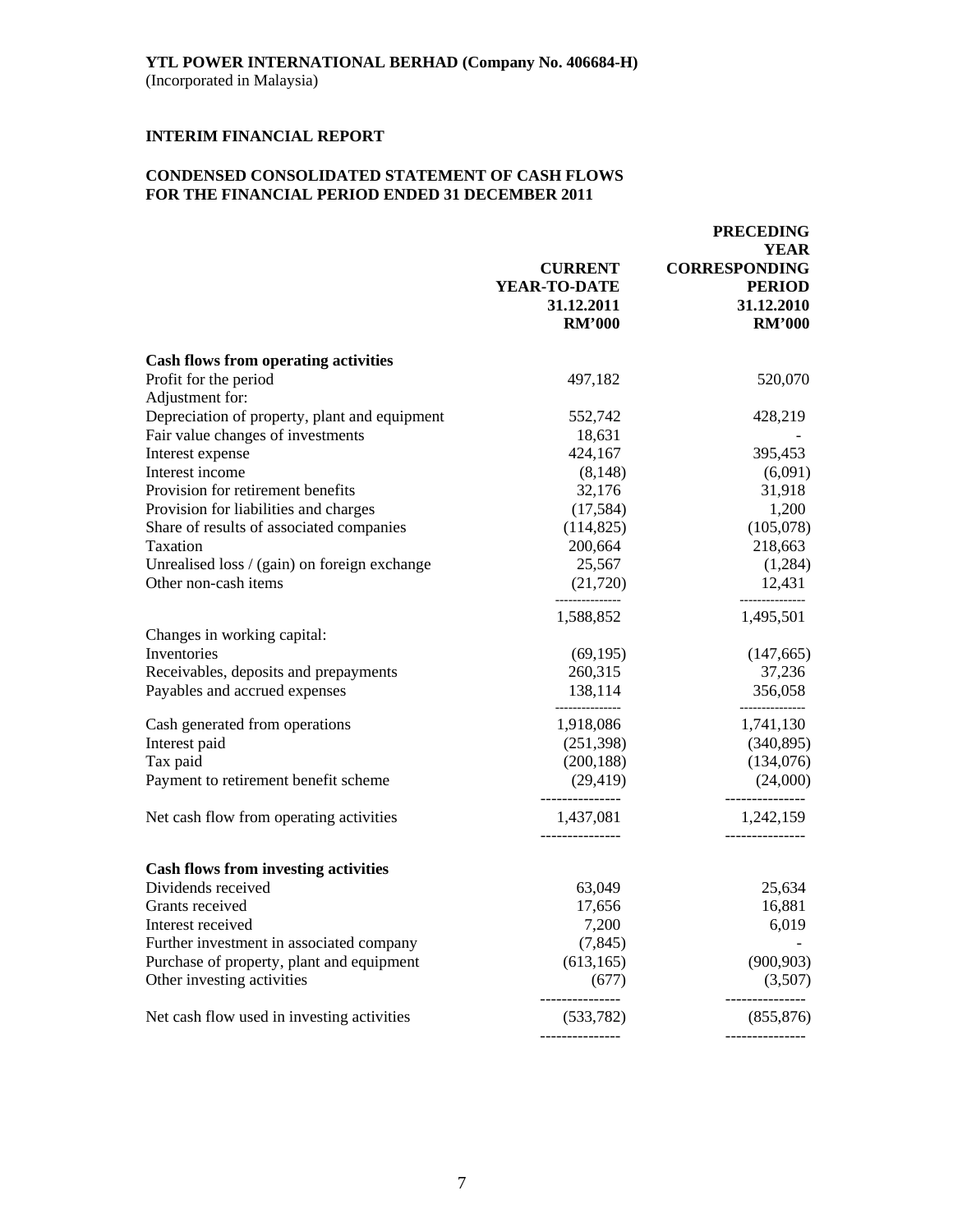**YTL POWER INTERNATIONAL BERHAD (Company No. 406684-H)**
(Incorporated in Malaysia)

**INTERIM FINANCIAL REPORT**

**CONDENSED CONSOLIDATED STATEMENT OF CASH FLOWS**
**FOR THE FINANCIAL PERIOD ENDED 31 DECEMBER 2011**

| | CURRENT YEAR-TO-DATE 31.12.2011 RM'000 | PRECEDING YEAR CORRESPONDING PERIOD 31.12.2010 RM'000 |
|---|---|---|
| **Cash flows from operating activities** | | |
| Profit for the period | 497,182 | 520,070 |
| Adjustment for: | | |
| Depreciation of property, plant and equipment | 552,742 | 428,219 |
| Fair value changes of investments | 18,631 | - |
| Interest expense | 424,167 | 395,453 |
| Interest income | (8,148) | (6,091) |
| Provision for retirement benefits | 32,176 | 31,918 |
| Provision for liabilities and charges | (17,584) | 1,200 |
| Share of results of associated companies | (114,825) | (105,078) |
| Taxation | 200,664 | 218,663 |
| Unrealised loss / (gain) on foreign exchange | 25,567 | (1,284) |
| Other non-cash items | (21,720) | 12,431 |
| | 1,588,852 | 1,495,501 |
| Changes in working capital: | | |
| Inventories | (69,195) | (147,665) |
| Receivables, deposits and prepayments | 260,315 | 37,236 |
| Payables and accrued expenses | 138,114 | 356,058 |
| Cash generated from operations | 1,918,086 | 1,741,130 |
| Interest paid | (251,398) | (340,895) |
| Tax paid | (200,188) | (134,076) |
| Payment to retirement benefit scheme | (29,419) | (24,000) |
| Net cash flow from operating activities | 1,437,081 | 1,242,159 |
| **Cash flows from investing activities** | | |
| Dividends received | 63,049 | 25,634 |
| Grants received | 17,656 | 16,881 |
| Interest received | 7,200 | 6,019 |
| Further investment in associated company | (7,845) | - |
| Purchase of property, plant and equipment | (613,165) | (900,903) |
| Other investing activities | (677) | (3,507) |
| Net cash flow used in investing activities | (533,782) | (855,876) |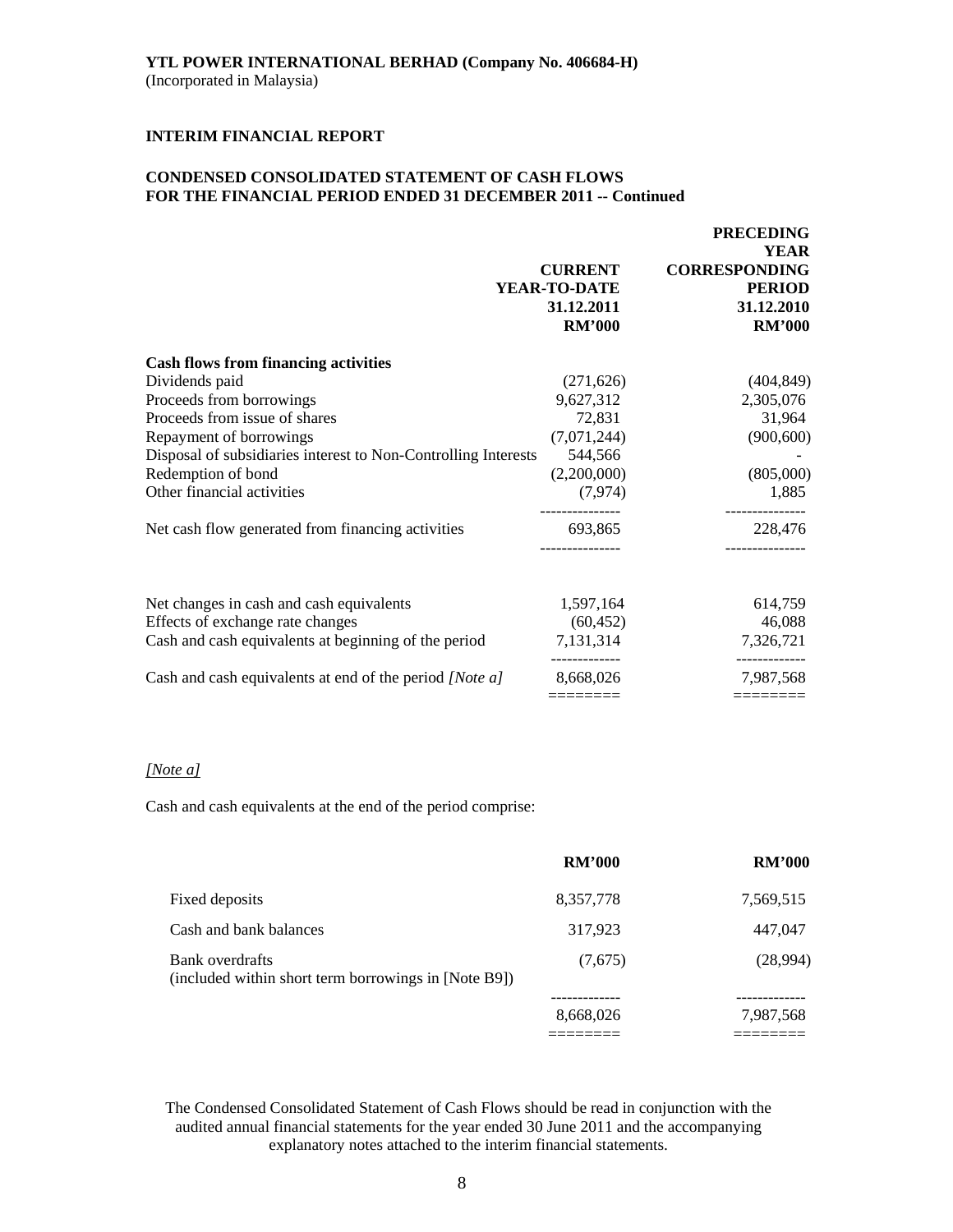**YTL POWER INTERNATIONAL BERHAD (Company No. 406684-H)**
(Incorporated in Malaysia)

**INTERIM FINANCIAL REPORT**

**CONDENSED CONSOLIDATED STATEMENT OF CASH FLOWS**
**FOR THE FINANCIAL PERIOD ENDED 31 DECEMBER 2011 -- Continued**

| | CURRENT YEAR-TO-DATE 31.12.2011 RM'000 | PRECEDING YEAR CORRESPONDING PERIOD 31.12.2010 RM'000 |
|---|---|---|
| **Cash flows from financing activities** | | |
| Dividends paid | (271,626) | (404,849) |
| Proceeds from borrowings | 9,627,312 | 2,305,076 |
| Proceeds from issue of shares | 72,831 | 31,964 |
| Repayment of borrowings | (7,071,244) | (900,600) |
| Disposal of subsidiaries interest to Non-Controlling Interests | 544,566 | - |
| Redemption of bond | (2,200,000) | (805,000) |
| Other financial activities | (7,974) | 1,885 |
| Net cash flow generated from financing activities | 693,865 | 228,476 |
| | | |
| Net changes in cash and cash equivalents | 1,597,164 | 614,759 |
| Effects of exchange rate changes | (60,452) | 46,088 |
| Cash and cash equivalents at beginning of the period | 7,131,314 | 7,326,721 |
| Cash and cash equivalents at end of the period *[Note a]* | 8,668,026 | 7,987,568 |

*[Note a]*

Cash and cash equivalents at the end of the period comprise:

| | RM'000 | RM'000 |
|---|---|---|
| Fixed deposits | 8,357,778 | 7,569,515 |
| Cash and bank balances | 317,923 | 447,047 |
| Bank overdrafts (included within short term borrowings in [Note B9]) | (7,675) | (28,994) |
| | 8,668,026 | 7,987,568 |

The Condensed Consolidated Statement of Cash Flows should be read in conjunction with the audited annual financial statements for the year ended 30 June 2011 and the accompanying explanatory notes attached to the interim financial statements.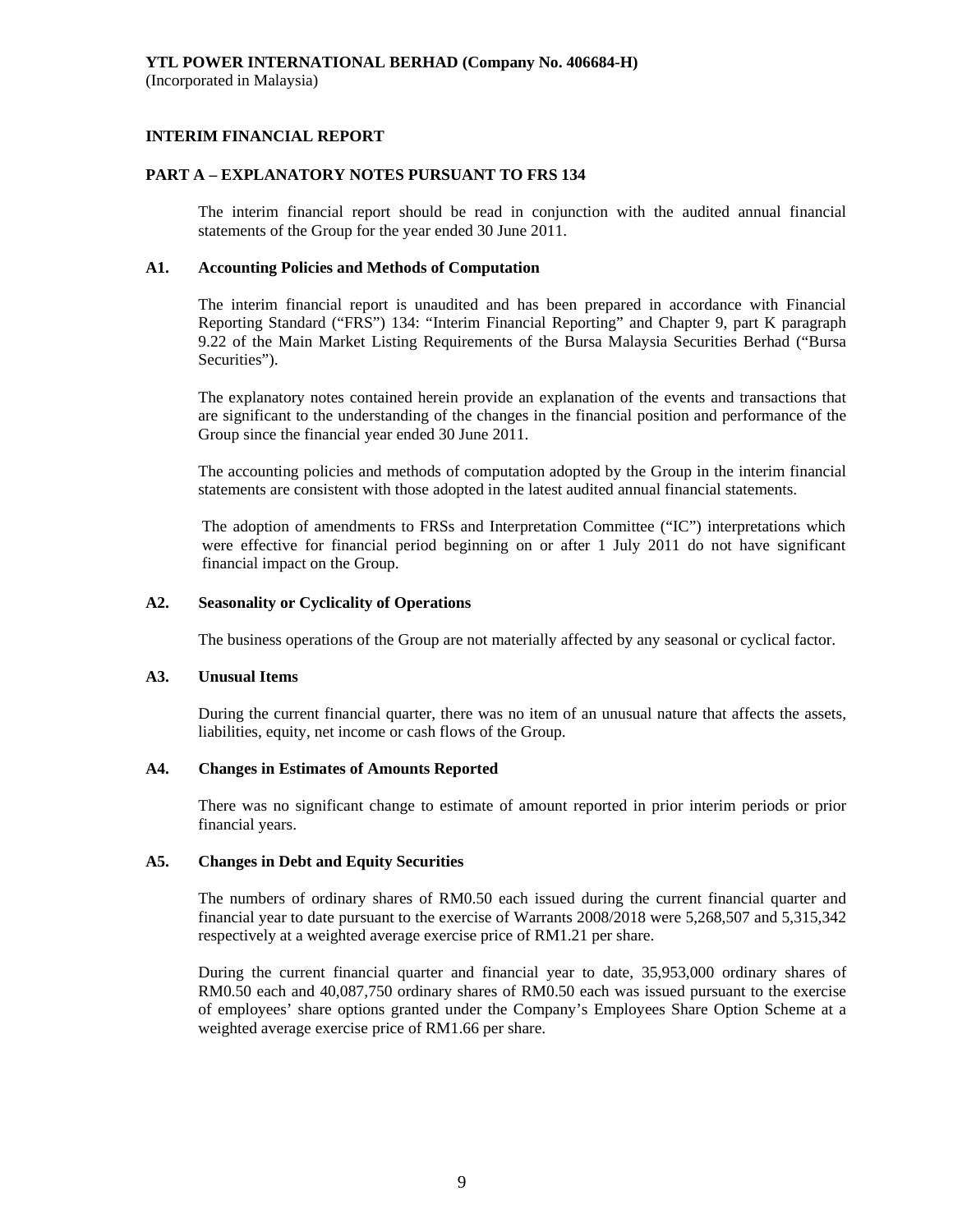**YTL POWER INTERNATIONAL BERHAD (Company No. 406684-H)**
(Incorporated in Malaysia)

## INTERIM FINANCIAL REPORT

### PART A – EXPLANATORY NOTES PURSUANT TO FRS 134

The interim financial report should be read in conjunction with the audited annual financial statements of the Group for the year ended 30 June 2011.

### A1. Accounting Policies and Methods of Computation

The interim financial report is unaudited and has been prepared in accordance with Financial Reporting Standard ("FRS") 134: "Interim Financial Reporting" and Chapter 9, part K paragraph 9.22 of the Main Market Listing Requirements of the Bursa Malaysia Securities Berhad ("Bursa Securities").

The explanatory notes contained herein provide an explanation of the events and transactions that are significant to the understanding of the changes in the financial position and performance of the Group since the financial year ended 30 June 2011.

The accounting policies and methods of computation adopted by the Group in the interim financial statements are consistent with those adopted in the latest audited annual financial statements.

The adoption of amendments to FRSs and Interpretation Committee ("IC") interpretations which were effective for financial period beginning on or after 1 July 2011 do not have significant financial impact on the Group.

### A2. Seasonality or Cyclicality of Operations

The business operations of the Group are not materially affected by any seasonal or cyclical factor.

### A3. Unusual Items

During the current financial quarter, there was no item of an unusual nature that affects the assets, liabilities, equity, net income or cash flows of the Group.

### A4. Changes in Estimates of Amounts Reported

There was no significant change to estimate of amount reported in prior interim periods or prior financial years.

### A5. Changes in Debt and Equity Securities

The numbers of ordinary shares of RM0.50 each issued during the current financial quarter and financial year to date pursuant to the exercise of Warrants 2008/2018 were 5,268,507 and 5,315,342 respectively at a weighted average exercise price of RM1.21 per share.

During the current financial quarter and financial year to date, 35,953,000 ordinary shares of RM0.50 each and 40,087,750 ordinary shares of RM0.50 each was issued pursuant to the exercise of employees' share options granted under the Company's Employees Share Option Scheme at a weighted average exercise price of RM1.66 per share.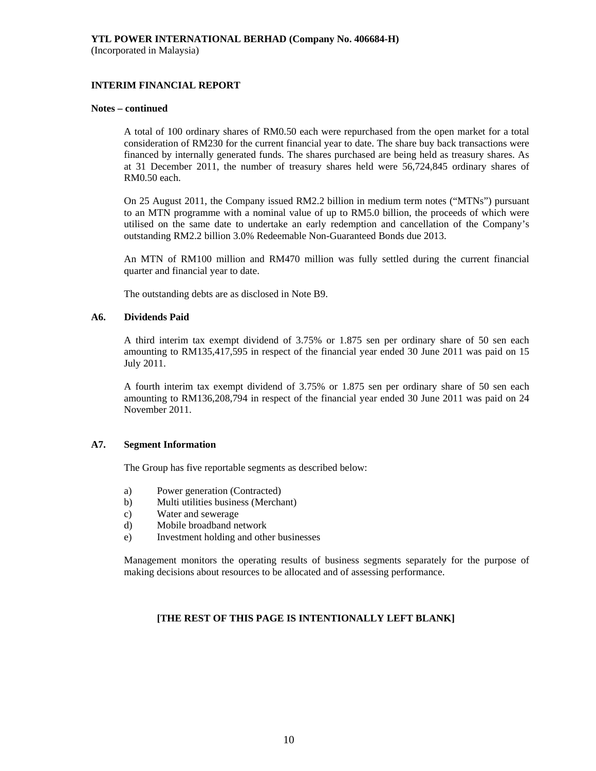**Notes – continued**

A total of 100 ordinary shares of RM0.50 each were repurchased from the open market for a total consideration of RM230 for the current financial year to date. The share buy back transactions were financed by internally generated funds. The shares purchased are being held as treasury shares. As at 31 December 2011, the number of treasury shares held were 56,724,845 ordinary shares of RM0.50 each.

On 25 August 2011, the Company issued RM2.2 billion in medium term notes ("MTNs") pursuant to an MTN programme with a nominal value of up to RM5.0 billion, the proceeds of which were utilised on the same date to undertake an early redemption and cancellation of the Company's outstanding RM2.2 billion 3.0% Redeemable Non-Guaranteed Bonds due 2013.

An MTN of RM100 million and RM470 million was fully settled during the current financial quarter and financial year to date.

The outstanding debts are as disclosed in Note B9.

### A6. Dividends Paid

A third interim tax exempt dividend of 3.75% or 1.875 sen per ordinary share of 50 sen each amounting to RM135,417,595 in respect of the financial year ended 30 June 2011 was paid on 15 July 2011.

A fourth interim tax exempt dividend of 3.75% or 1.875 sen per ordinary share of 50 sen each amounting to RM136,208,794 in respect of the financial year ended 30 June 2011 was paid on 24 November 2011.

### A7. Segment Information

The Group has five reportable segments as described below:

a) Power generation (Contracted)
b) Multi utilities business (Merchant)
c) Water and sewerage
d) Mobile broadband network
e) Investment holding and other businesses

Management monitors the operating results of business segments separately for the purpose of making decisions about resources to be allocated and of assessing performance.

**[THE REST OF THIS PAGE IS INTENTIONALLY LEFT BLANK]**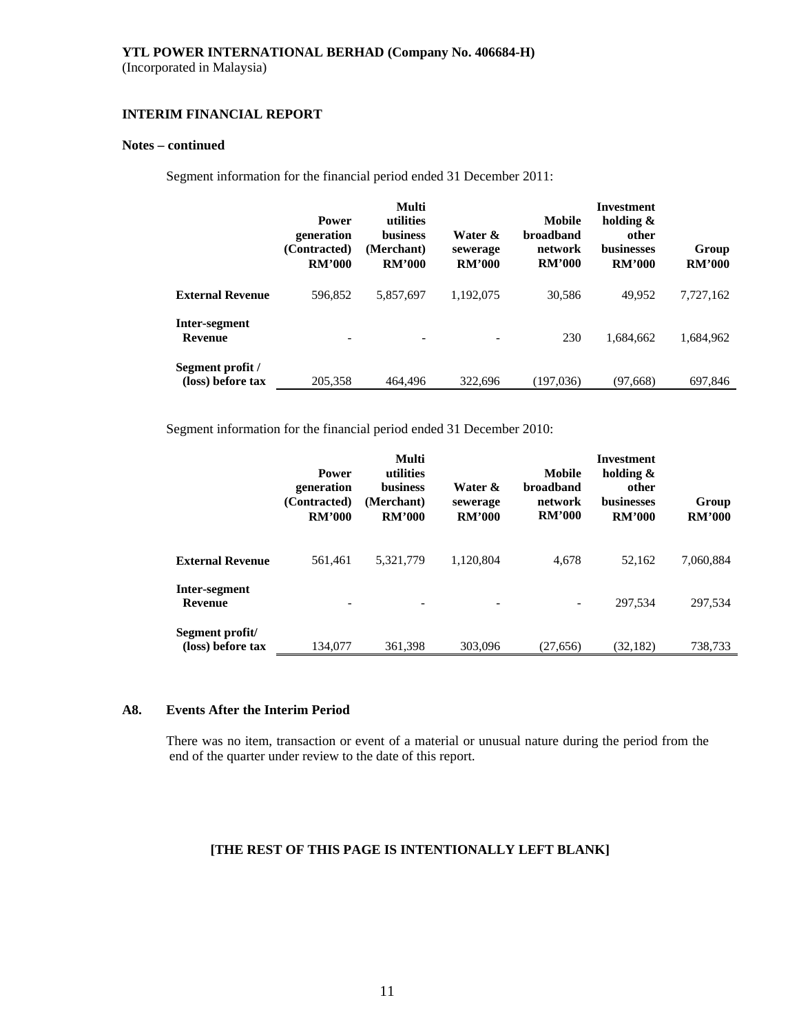**YTL POWER INTERNATIONAL BERHAD (Company No. 406684-H)**
(Incorporated in Malaysia)

**INTERIM FINANCIAL REPORT**

**Notes – continued**

Segment information for the financial period ended 31 December 2011:

| | Power generation (Contracted) RM'000 | Multi utilities business (Merchant) RM'000 | Water & sewerage RM'000 | Mobile broadband network RM'000 | Investment holding & other businesses RM'000 | Group RM'000 |
|---|---|---|---|---|---|---|
| **External Revenue** | 596,852 | 5,857,697 | 1,192,075 | 30,586 | 49,952 | 7,727,162 |
| **Inter-segment Revenue** | - | - | - | 230 | 1,684,662 | 1,684,962 |
| **Segment profit / (loss) before tax** | 205,358 | 464,496 | 322,696 | (197,036) | (97,668) | 697,846 |

Segment information for the financial period ended 31 December 2010:

| | Power generation (Contracted) RM'000 | Multi utilities business (Merchant) RM'000 | Water & sewerage RM'000 | Mobile broadband network RM'000 | Investment holding & other businesses RM'000 | Group RM'000 |
|---|---|---|---|---|---|---|
| **External Revenue** | 561,461 | 5,321,779 | 1,120,804 | 4,678 | 52,162 | 7,060,884 |
| **Inter-segment Revenue** | - | - | - | - | 297,534 | 297,534 |
| **Segment profit/ (loss) before tax** | 134,077 | 361,398 | 303,096 | (27,656) | (32,182) | 738,733 |

### A8. Events After the Interim Period

There was no item, transaction or event of a material or unusual nature during the period from the end of the quarter under review to the date of this report.

**[THE REST OF THIS PAGE IS INTENTIONALLY LEFT BLANK]**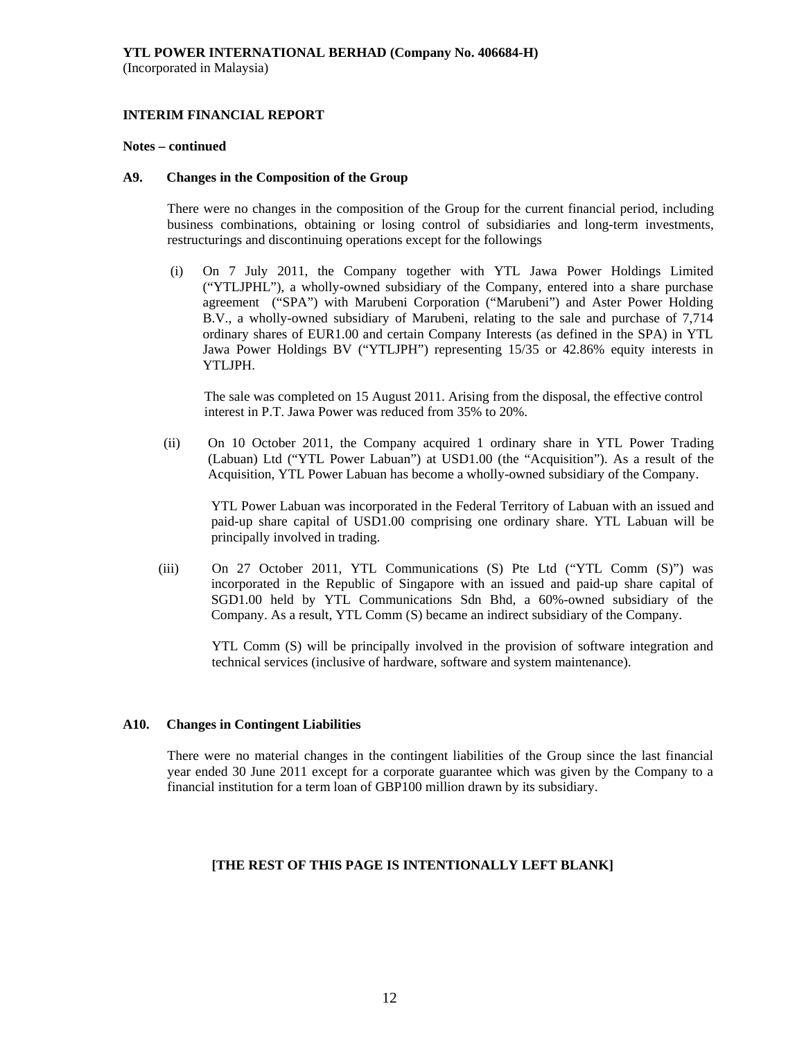**INTERIM FINANCIAL REPORT**

**Notes – continued**

**A9. Changes in the Composition of the Group**

There were no changes in the composition of the Group for the current financial period, including business combinations, obtaining or losing control of subsidiaries and long-term investments, restructurings and discontinuing operations except for the followings

(i) On 7 July 2011, the Company together with YTL Jawa Power Holdings Limited ("YTLJPHL"), a wholly-owned subsidiary of the Company, entered into a share purchase agreement ("SPA") with Marubeni Corporation ("Marubeni") and Aster Power Holding B.V., a wholly-owned subsidiary of Marubeni, relating to the sale and purchase of 7,714 ordinary shares of EUR1.00 and certain Company Interests (as defined in the SPA) in YTL Jawa Power Holdings BV ("YTLJPH") representing 15/35 or 42.86% equity interests in YTLJPH.

The sale was completed on 15 August 2011. Arising from the disposal, the effective control interest in P.T. Jawa Power was reduced from 35% to 20%.

(ii) On 10 October 2011, the Company acquired 1 ordinary share in YTL Power Trading (Labuan) Ltd ("YTL Power Labuan") at USD1.00 (the "Acquisition"). As a result of the Acquisition, YTL Power Labuan has become a wholly-owned subsidiary of the Company.

YTL Power Labuan was incorporated in the Federal Territory of Labuan with an issued and paid-up share capital of USD1.00 comprising one ordinary share. YTL Labuan will be principally involved in trading.

(iii) On 27 October 2011, YTL Communications (S) Pte Ltd ("YTL Comm (S)") was incorporated in the Republic of Singapore with an issued and paid-up share capital of SGD1.00 held by YTL Communications Sdn Bhd, a 60%-owned subsidiary of the Company. As a result, YTL Comm (S) became an indirect subsidiary of the Company.

YTL Comm (S) will be principally involved in the provision of software integration and technical services (inclusive of hardware, software and system maintenance).

**A10. Changes in Contingent Liabilities**

There were no material changes in the contingent liabilities of the Group since the last financial year ended 30 June 2011 except for a corporate guarantee which was given by the Company to a financial institution for a term loan of GBP100 million drawn by its subsidiary.

**[THE REST OF THIS PAGE IS INTENTIONALLY LEFT BLANK]**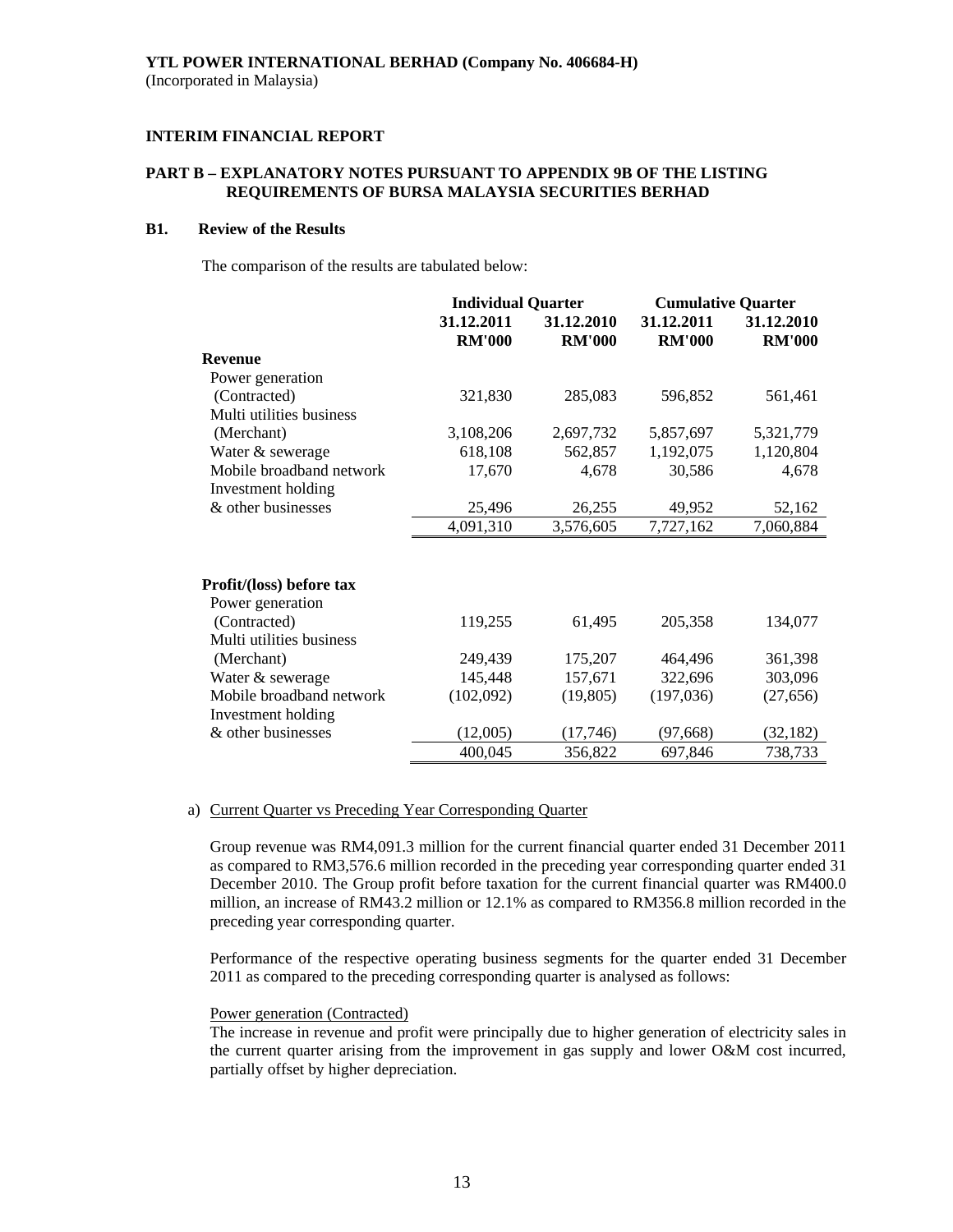**YTL POWER INTERNATIONAL BERHAD (Company No. 406684-H)**
(Incorporated in Malaysia)

**INTERIM FINANCIAL REPORT**

**PART B – EXPLANATORY NOTES PURSUANT TO APPENDIX 9B OF THE LISTING REQUIREMENTS OF BURSA MALAYSIA SECURITIES BERHAD**

**B1. Review of the Results**

The comparison of the results are tabulated below:

| | **Individual Quarter** | | **Cumulative Quarter** | |
|---|---|---|---|---|
| | **31.12.2011 RM'000** | **31.12.2010 RM'000** | **31.12.2011 RM'000** | **31.12.2010 RM'000** |
| **Revenue** | | | | |
| Power generation (Contracted) | 321,830 | 285,083 | 596,852 | 561,461 |
| Multi utilities business (Merchant) | 3,108,206 | 2,697,732 | 5,857,697 | 5,321,779 |
| Water & sewerage | 618,108 | 562,857 | 1,192,075 | 1,120,804 |
| Mobile broadband network | 17,670 | 4,678 | 30,586 | 4,678 |
| Investment holding & other businesses | 25,496 | 26,255 | 49,952 | 52,162 |
| | 4,091,310 | 3,576,605 | 7,727,162 | 7,060,884 |
| **Profit/(loss) before tax** | | | | |
| Power generation (Contracted) | 119,255 | 61,495 | 205,358 | 134,077 |
| Multi utilities business (Merchant) | 249,439 | 175,207 | 464,496 | 361,398 |
| Water & sewerage | 145,448 | 157,671 | 322,696 | 303,096 |
| Mobile broadband network | (102,092) | (19,805) | (197,036) | (27,656) |
| Investment holding & other businesses | (12,005) | (17,746) | (97,668) | (32,182) |
| | 400,045 | 356,822 | 697,846 | 738,733 |

a) Current Quarter vs Preceding Year Corresponding Quarter

Group revenue was RM4,091.3 million for the current financial quarter ended 31 December 2011 as compared to RM3,576.6 million recorded in the preceding year corresponding quarter ended 31 December 2010. The Group profit before taxation for the current financial quarter was RM400.0 million, an increase of RM43.2 million or 12.1% as compared to RM356.8 million recorded in the preceding year corresponding quarter.

Performance of the respective operating business segments for the quarter ended 31 December 2011 as compared to the preceding corresponding quarter is analysed as follows:

Power generation (Contracted)
The increase in revenue and profit were principally due to higher generation of electricity sales in the current quarter arising from the improvement in gas supply and lower O&M cost incurred, partially offset by higher depreciation.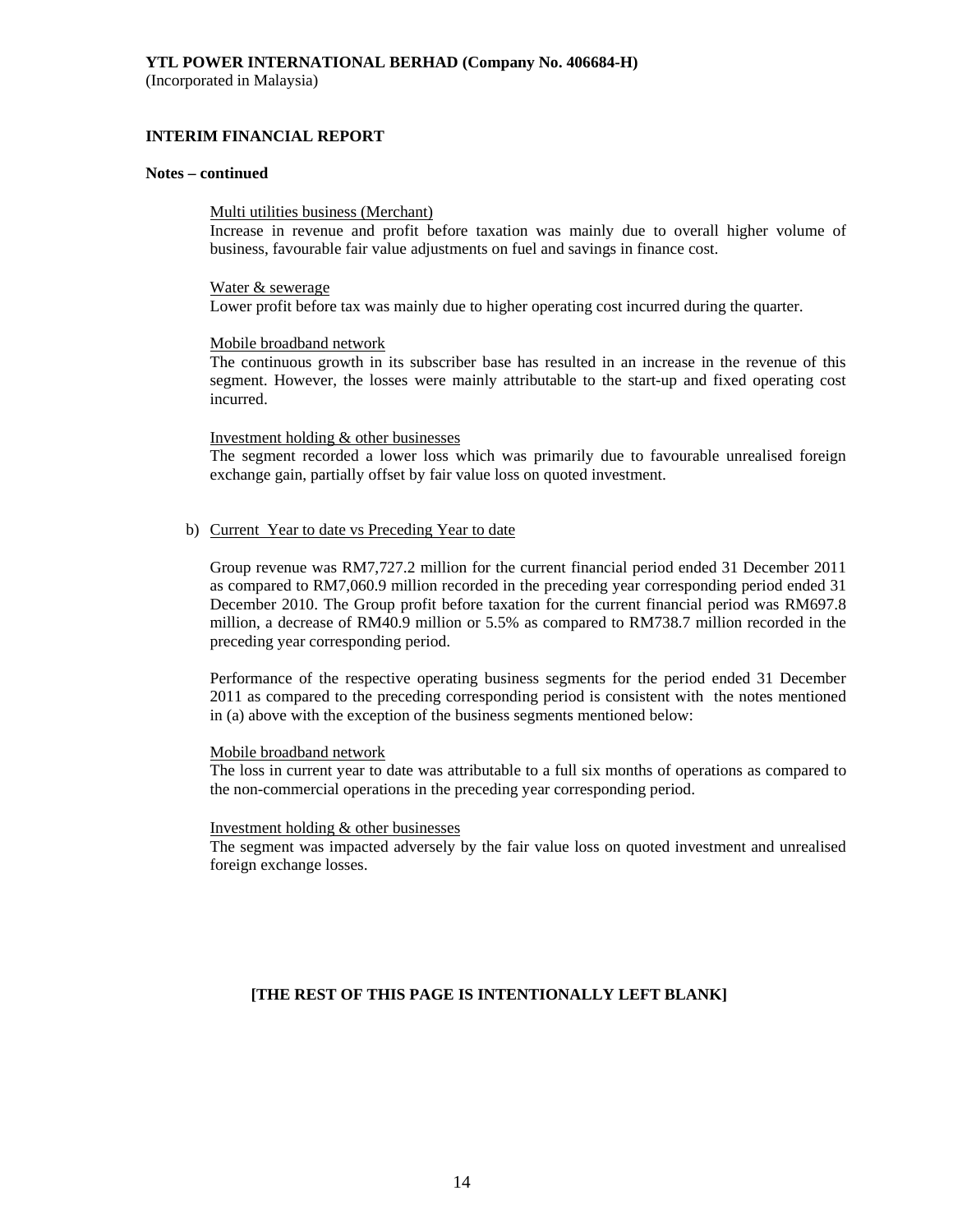**YTL POWER INTERNATIONAL BERHAD (Company No. 406684-H)**
(Incorporated in Malaysia)

**INTERIM FINANCIAL REPORT**

**Notes – continued**

Multi utilities business (Merchant)
Increase in revenue and profit before taxation was mainly due to overall higher volume of business, favourable fair value adjustments on fuel and savings in finance cost.

Water & sewerage
Lower profit before tax was mainly due to higher operating cost incurred during the quarter.

Mobile broadband network
The continuous growth in its subscriber base has resulted in an increase in the revenue of this segment. However, the losses were mainly attributable to the start-up and fixed operating cost incurred.

Investment holding & other businesses
The segment recorded a lower loss which was primarily due to favourable unrealised foreign exchange gain, partially offset by fair value loss on quoted investment.

b) Current Year to date vs Preceding Year to date

Group revenue was RM7,727.2 million for the current financial period ended 31 December 2011 as compared to RM7,060.9 million recorded in the preceding year corresponding period ended 31 December 2010. The Group profit before taxation for the current financial period was RM697.8 million, a decrease of RM40.9 million or 5.5% as compared to RM738.7 million recorded in the preceding year corresponding period.

Performance of the respective operating business segments for the period ended 31 December 2011 as compared to the preceding corresponding period is consistent with the notes mentioned in (a) above with the exception of the business segments mentioned below:

Mobile broadband network
The loss in current year to date was attributable to a full six months of operations as compared to the non-commercial operations in the preceding year corresponding period.

Investment holding & other businesses
The segment was impacted adversely by the fair value loss on quoted investment and unrealised foreign exchange losses.

**[THE REST OF THIS PAGE IS INTENTIONALLY LEFT BLANK]**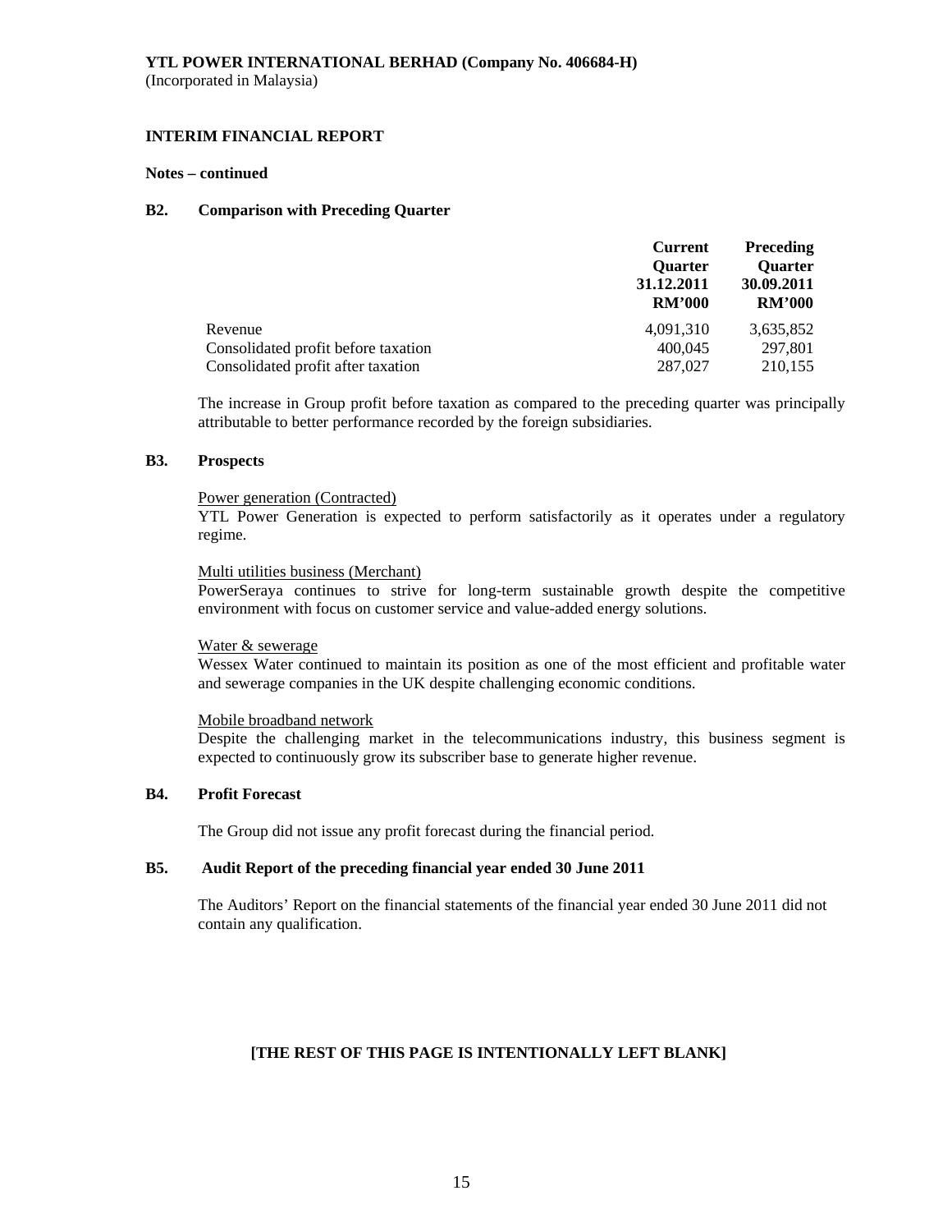**YTL POWER INTERNATIONAL BERHAD (Company No. 406684-H)**
(Incorporated in Malaysia)

**INTERIM FINANCIAL REPORT**

**Notes – continued**

### B2. Comparison with Preceding Quarter

| | Current Quarter 31.12.2011 RM'000 | Preceding Quarter 30.09.2011 RM'000 |
|---|---|---|
| Revenue | 4,091,310 | 3,635,852 |
| Consolidated profit before taxation | 400,045 | 297,801 |
| Consolidated profit after taxation | 287,027 | 210,155 |

The increase in Group profit before taxation as compared to the preceding quarter was principally attributable to better performance recorded by the foreign subsidiaries.

### B3. Prospects

Power generation (Contracted)
YTL Power Generation is expected to perform satisfactorily as it operates under a regulatory regime.

Multi utilities business (Merchant)
PowerSeraya continues to strive for long-term sustainable growth despite the competitive environment with focus on customer service and value-added energy solutions.

Water & sewerage
Wessex Water continued to maintain its position as one of the most efficient and profitable water and sewerage companies in the UK despite challenging economic conditions.

Mobile broadband network
Despite the challenging market in the telecommunications industry, this business segment is expected to continuously grow its subscriber base to generate higher revenue.

### B4. Profit Forecast

The Group did not issue any profit forecast during the financial period.

### B5. Audit Report of the preceding financial year ended 30 June 2011

The Auditors' Report on the financial statements of the financial year ended 30 June 2011 did not contain any qualification.

**[THE REST OF THIS PAGE IS INTENTIONALLY LEFT BLANK]**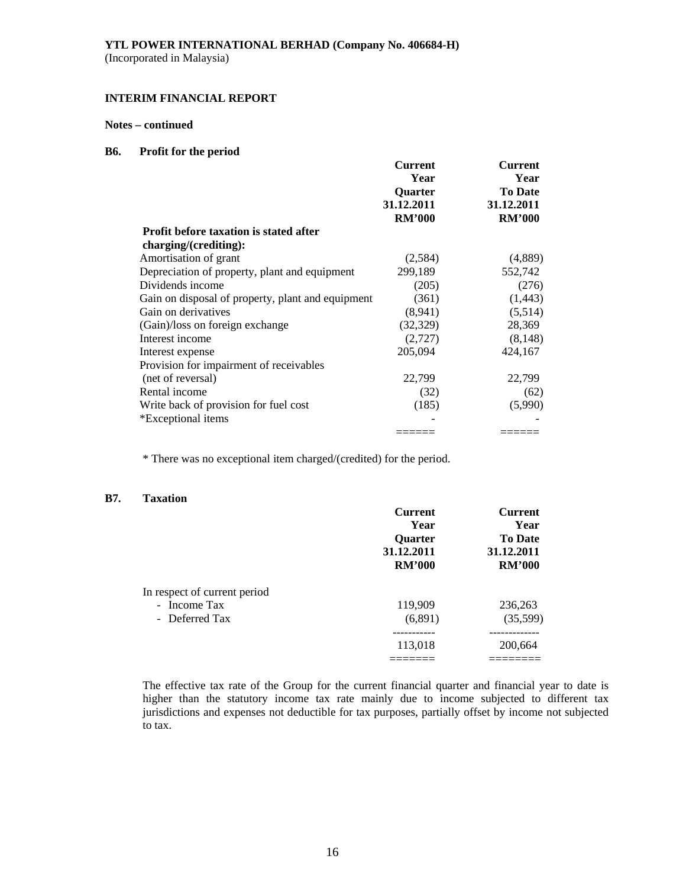**YTL POWER INTERNATIONAL BERHAD (Company No. 406684-H)**
(Incorporated in Malaysia)

**INTERIM FINANCIAL REPORT**

**Notes – continued**

**B6. Profit for the period**

| | Current Year Quarter 31.12.2011 RM'000 | Current Year To Date 31.12.2011 RM'000 |
|---|---|---|
| **Profit before taxation is stated after charging/(crediting):** | | |
| Amortisation of grant | (2,584) | (4,889) |
| Depreciation of property, plant and equipment | 299,189 | 552,742 |
| Dividends income | (205) | (276) |
| Gain on disposal of property, plant and equipment | (361) | (1,443) |
| Gain on derivatives | (8,941) | (5,514) |
| (Gain)/loss on foreign exchange | (32,329) | 28,369 |
| Interest income | (2,727) | (8,148) |
| Interest expense | 205,094 | 424,167 |
| Provision for impairment of receivables (net of reversal) | 22,799 | 22,799 |
| Rental income | (32) | (62) |
| Write back of provision for fuel cost | (185) | (5,990) |
| *Exceptional items | - | - |

* There was no exceptional item charged/(credited) for the period.

**B7. Taxation**

| | Current Year Quarter 31.12.2011 RM'000 | Current Year To Date 31.12.2011 RM'000 |
|---|---|---|
| In respect of current period | | |
| - Income Tax | 119,909 | 236,263 |
| - Deferred Tax | (6,891) | (35,599) |
| | 113,018 | 200,664 |

The effective tax rate of the Group for the current financial quarter and financial year to date is higher than the statutory income tax rate mainly due to income subjected to different tax jurisdictions and expenses not deductible for tax purposes, partially offset by income not subjected to tax.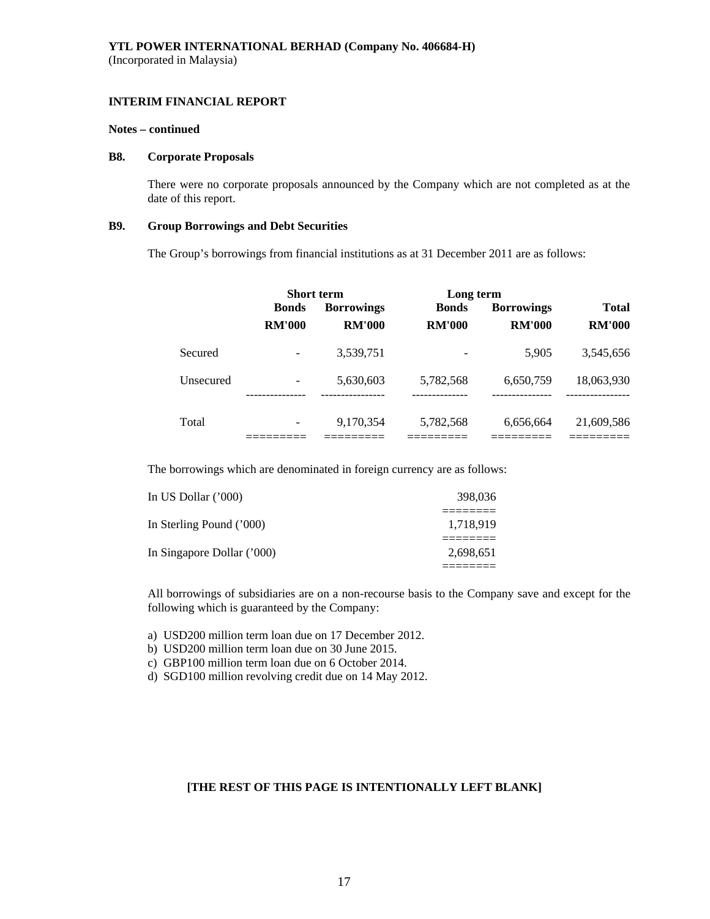**YTL POWER INTERNATIONAL BERHAD (Company No. 406684-H)**
(Incorporated in Malaysia)

**INTERIM FINANCIAL REPORT**

**Notes – continued**

**B8. Corporate Proposals**

There were no corporate proposals announced by the Company which are not completed as at the date of this report.

**B9. Group Borrowings and Debt Securities**

The Group's borrowings from financial institutions as at 31 December 2011 are as follows:

| | Short term | | Long term | | |
|---|---|---|---|---|---|
| | Bonds | Borrowings | Bonds | Borrowings | Total |
| | RM'000 | RM'000 | RM'000 | RM'000 | RM'000 |
| Secured | - | 3,539,751 | - | 5,905 | 3,545,656 |
| Unsecured | - | 5,630,603 | 5,782,568 | 6,650,759 | 18,063,930 |
| Total | - | 9,170,354 | 5,782,568 | 6,656,664 | 21,609,586 |

The borrowings which are denominated in foreign currency are as follows:

| | |
|---|---|
| In US Dollar ('000) | 398,036 |
| In Sterling Pound ('000) | 1,718,919 |
| In Singapore Dollar ('000) | 2,698,651 |

All borrowings of subsidiaries are on a non-recourse basis to the Company save and except for the following which is guaranteed by the Company:

a) USD200 million term loan due on 17 December 2012.
b) USD200 million term loan due on 30 June 2015.
c) GBP100 million term loan due on 6 October 2014.
d) SGD100 million revolving credit due on 14 May 2012.

**[THE REST OF THIS PAGE IS INTENTIONALLY LEFT BLANK]**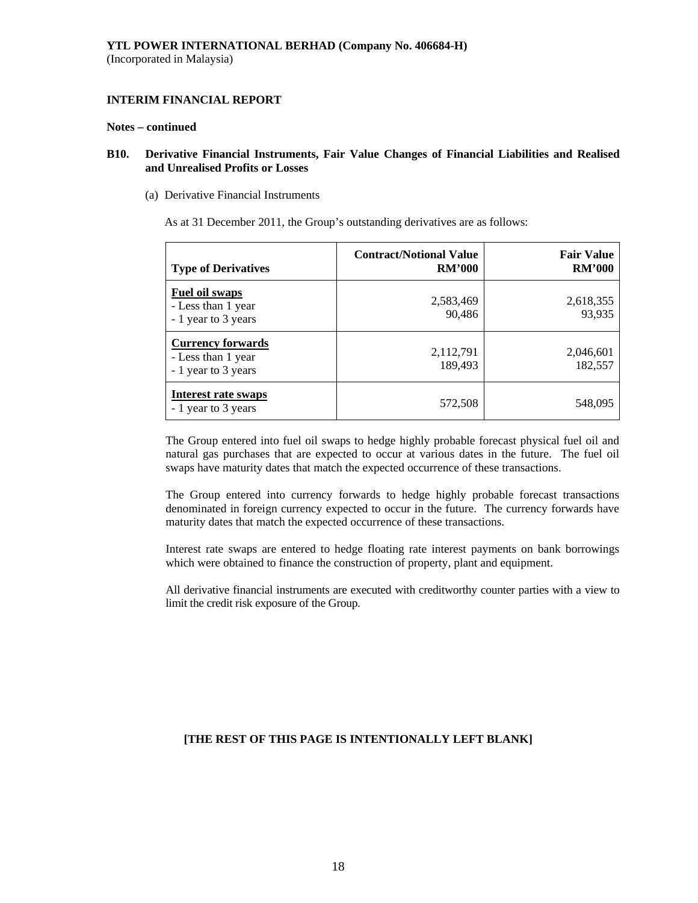**YTL POWER INTERNATIONAL BERHAD (Company No. 406684-H)**
(Incorporated in Malaysia)

**INTERIM FINANCIAL REPORT**

**Notes – continued**

**B10. Derivative Financial Instruments, Fair Value Changes of Financial Liabilities and Realised and Unrealised Profits or Losses**

(a) Derivative Financial Instruments

As at 31 December 2011, the Group's outstanding derivatives are as follows:

| Type of Derivatives | Contract/Notional Value RM'000 | Fair Value RM'000 |
|---|---|---|
| **Fuel oil swaps** | | |
| - Less than 1 year | 2,583,469 | 2,618,355 |
| - 1 year to 3 years | 90,486 | 93,935 |
| **Currency forwards** | | |
| - Less than 1 year | 2,112,791 | 2,046,601 |
| - 1 year to 3 years | 189,493 | 182,557 |
| **Interest rate swaps** | | |
| - 1 year to 3 years | 572,508 | 548,095 |

The Group entered into fuel oil swaps to hedge highly probable forecast physical fuel oil and natural gas purchases that are expected to occur at various dates in the future. The fuel oil swaps have maturity dates that match the expected occurrence of these transactions.

The Group entered into currency forwards to hedge highly probable forecast transactions denominated in foreign currency expected to occur in the future. The currency forwards have maturity dates that match the expected occurrence of these transactions.

Interest rate swaps are entered to hedge floating rate interest payments on bank borrowings which were obtained to finance the construction of property, plant and equipment.

All derivative financial instruments are executed with creditworthy counter parties with a view to limit the credit risk exposure of the Group.

**[THE REST OF THIS PAGE IS INTENTIONALLY LEFT BLANK]**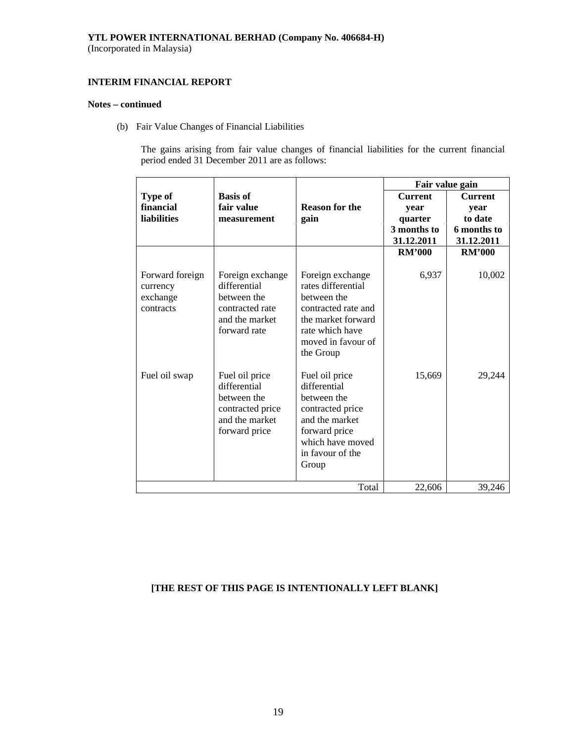**YTL POWER INTERNATIONAL BERHAD (Company No. 406684-H)**
(Incorporated in Malaysia)

**INTERIM FINANCIAL REPORT**

**Notes – continued**

(b) Fair Value Changes of Financial Liabilities

The gains arising from fair value changes of financial liabilities for the current financial period ended 31 December 2011 are as follows:

| Type of financial liabilities | Basis of fair value measurement | Reason for the gain | Fair value gain | |
|---|---|---|---|---|
| | | | Current year quarter 3 months to 31.12.2011 | Current year to date 6 months to 31.12.2011 |
| | | | RM'000 | RM'000 |
| Forward foreign currency exchange contracts | Foreign exchange differential between the contracted rate and the market forward rate | Foreign exchange rates differential between the contracted rate and the market forward rate which have moved in favour of the Group | 6,937 | 10,002 |
| Fuel oil swap | Fuel oil price differential between the contracted price and the market forward price | Fuel oil price differential between the contracted price and the market forward price which have moved in favour of the Group | 15,669 | 29,244 |
| | | Total | 22,606 | 39,246 |

**[THE REST OF THIS PAGE IS INTENTIONALLY LEFT BLANK]**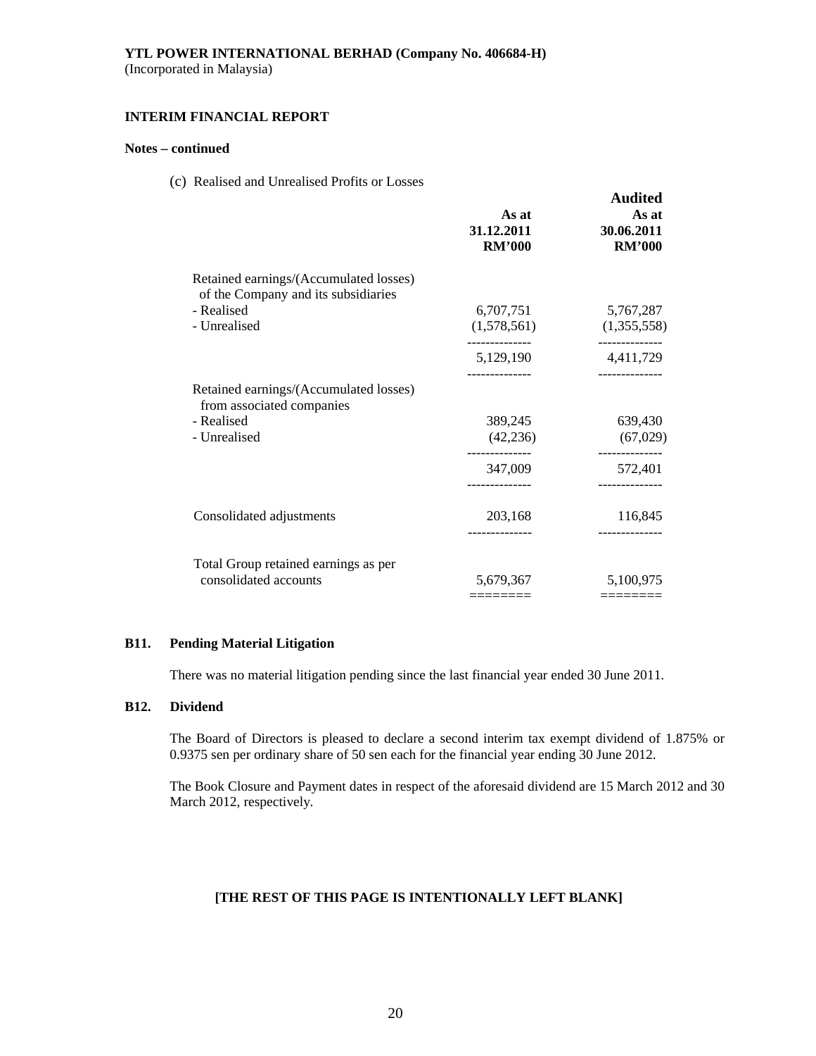**YTL POWER INTERNATIONAL BERHAD (Company No. 406684-H)**
(Incorporated in Malaysia)

**INTERIM FINANCIAL REPORT**

**Notes – continued**

(c) Realised and Unrealised Profits or Losses

| | **As at 31.12.2011 RM'000** | **Audited As at 30.06.2011 RM'000** |
|---|---|---|
| Retained earnings/(Accumulated losses) of the Company and its subsidiaries | | |
| - Realised | 6,707,751 | 5,767,287 |
| - Unrealised | (1,578,561) | (1,355,558) |
| | 5,129,190 | 4,411,729 |
| Retained earnings/(Accumulated losses) from associated companies | | |
| - Realised | 389,245 | 639,430 |
| - Unrealised | (42,236) | (67,029) |
| | 347,009 | 572,401 |
| Consolidated adjustments | 203,168 | 116,845 |
| Total Group retained earnings as per consolidated accounts | 5,679,367 | 5,100,975 |

### B11. Pending Material Litigation

There was no material litigation pending since the last financial year ended 30 June 2011.

### B12. Dividend

The Board of Directors is pleased to declare a second interim tax exempt dividend of 1.875% or 0.9375 sen per ordinary share of 50 sen each for the financial year ending 30 June 2012.

The Book Closure and Payment dates in respect of the aforesaid dividend are 15 March 2012 and 30 March 2012, respectively.

**[THE REST OF THIS PAGE IS INTENTIONALLY LEFT BLANK]**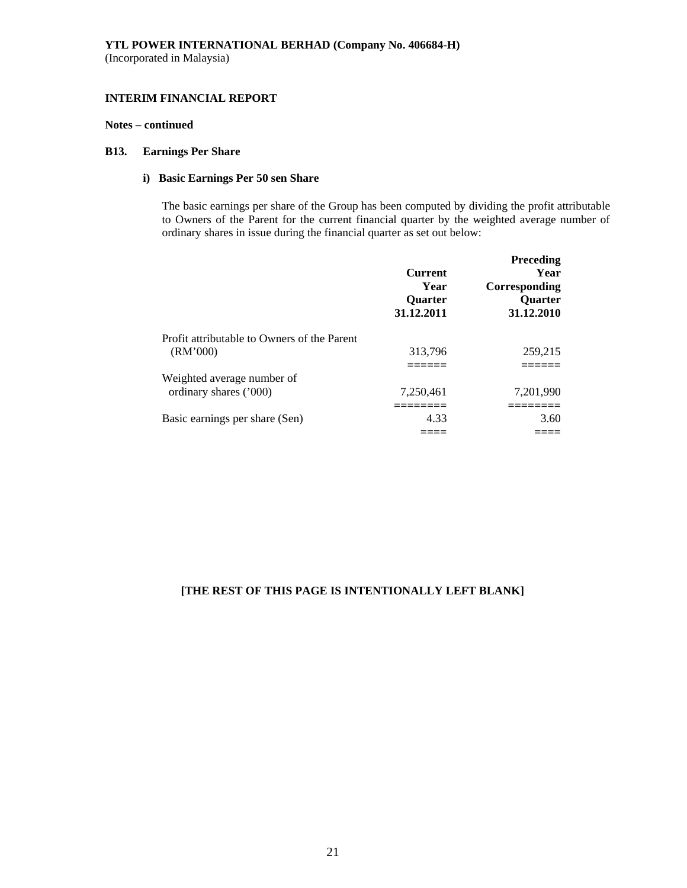**YTL POWER INTERNATIONAL BERHAD (Company No. 406684-H)**
(Incorporated in Malaysia)

**INTERIM FINANCIAL REPORT**

**Notes – continued**

**B13. Earnings Per Share**

**i) Basic Earnings Per 50 sen Share**

The basic earnings per share of the Group has been computed by dividing the profit attributable to Owners of the Parent for the current financial quarter by the weighted average number of ordinary shares in issue during the financial quarter as set out below:

| | Current Year Quarter 31.12.2011 | Preceding Year Corresponding Quarter 31.12.2010 |
|---|---|---|
| Profit attributable to Owners of the Parent (RM'000) | 313,796 | 259,215 |
| Weighted average number of ordinary shares ('000) | 7,250,461 | 7,201,990 |
| Basic earnings per share (Sen) | 4.33 | 3.60 |

**[THE REST OF THIS PAGE IS INTENTIONALLY LEFT BLANK]**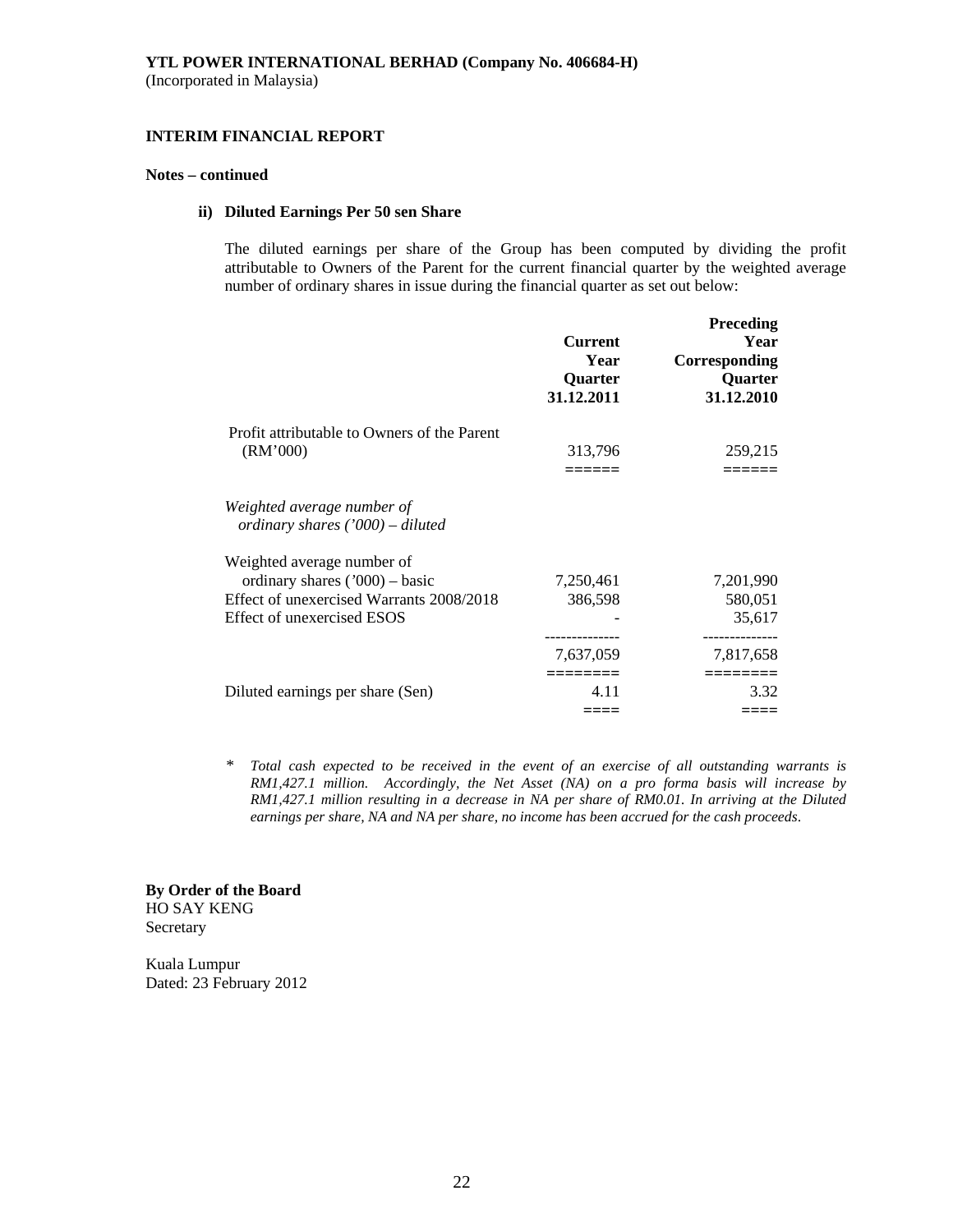**YTL POWER INTERNATIONAL BERHAD (Company No. 406684-H)**
(Incorporated in Malaysia)

**INTERIM FINANCIAL REPORT**

**Notes – continued**

**ii) Diluted Earnings Per 50 sen Share**

The diluted earnings per share of the Group has been computed by dividing the profit attributable to Owners of the Parent for the current financial quarter by the weighted average number of ordinary shares in issue during the financial quarter as set out below:

| | Current Year Quarter 31.12.2011 | Preceding Year Corresponding Quarter 31.12.2010 |
|---|---|---|
| Profit attributable to Owners of the Parent (RM'000) | 313,796 | 259,215 |
| *Weighted average number of ordinary shares ('000) – diluted* | | |
| Weighted average number of ordinary shares ('000) – basic | 7,250,461 | 7,201,990 |
| Effect of unexercised Warrants 2008/2018 | 386,598 | 580,051 |
| Effect of unexercised ESOS | - | 35,617 |
| | 7,637,059 | 7,817,658 |
| Diluted earnings per share (Sen) | 4.11 | 3.32 |

\* *Total cash expected to be received in the event of an exercise of all outstanding warrants is RM1,427.1 million. Accordingly, the Net Asset (NA) on a pro forma basis will increase by RM1,427.1 million resulting in a decrease in NA per share of RM0.01. In arriving at the Diluted earnings per share, NA and NA per share, no income has been accrued for the cash proceeds.*

**By Order of the Board**
HO SAY KENG
Secretary

Kuala Lumpur
Dated: 23 February 2012